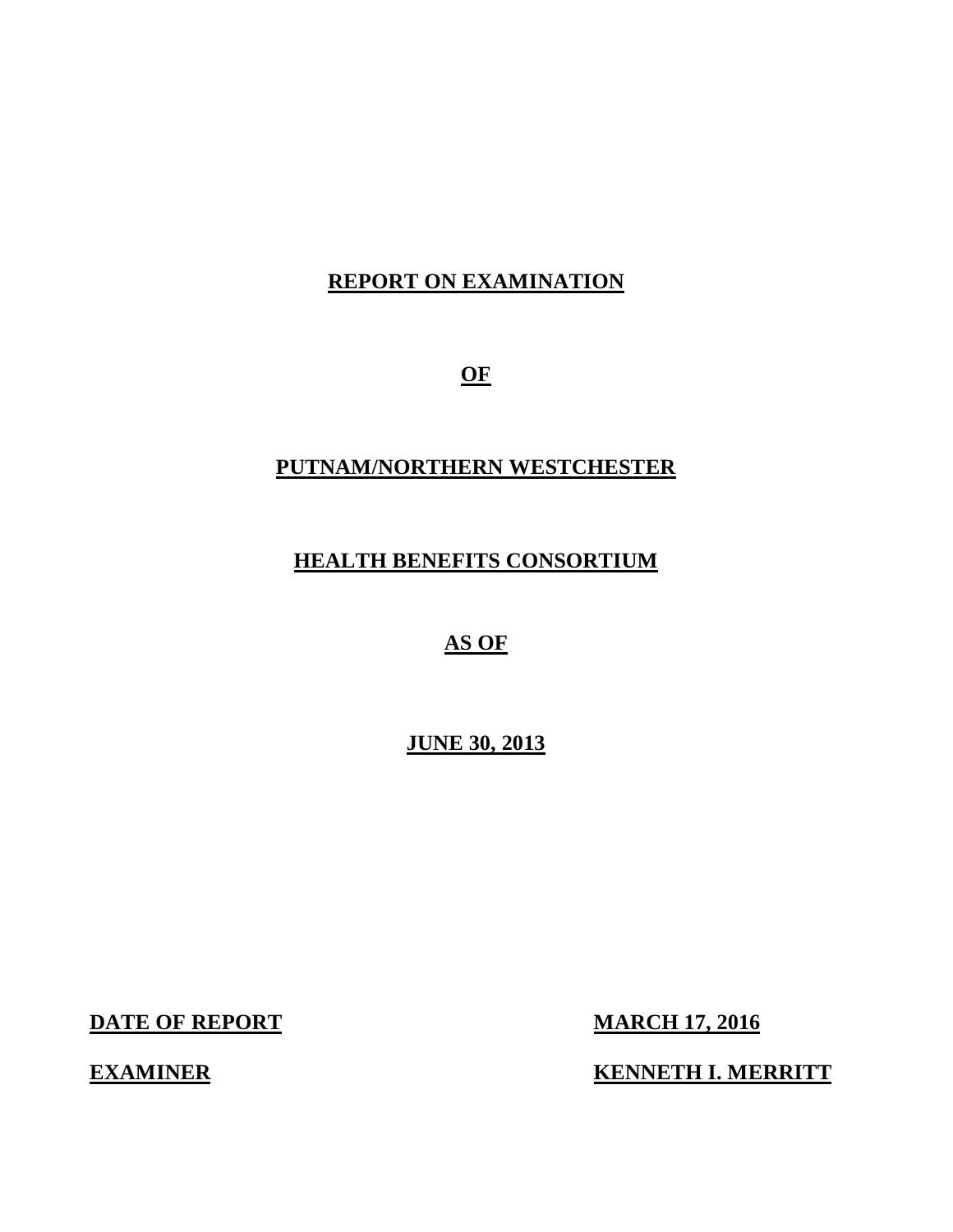**REPORT ON EXAMINATION**

**OF**

**PUTNAM/NORTHERN WESTCHESTER**

**HEALTH BENEFITS CONSORTIUM**

**AS OF**

**JUNE 30, 2013**

| | |
|---|---|
| **DATE OF REPORT** | **MARCH 17, 2016** |
| **EXAMINER** | **KENNETH I. MERRITT** |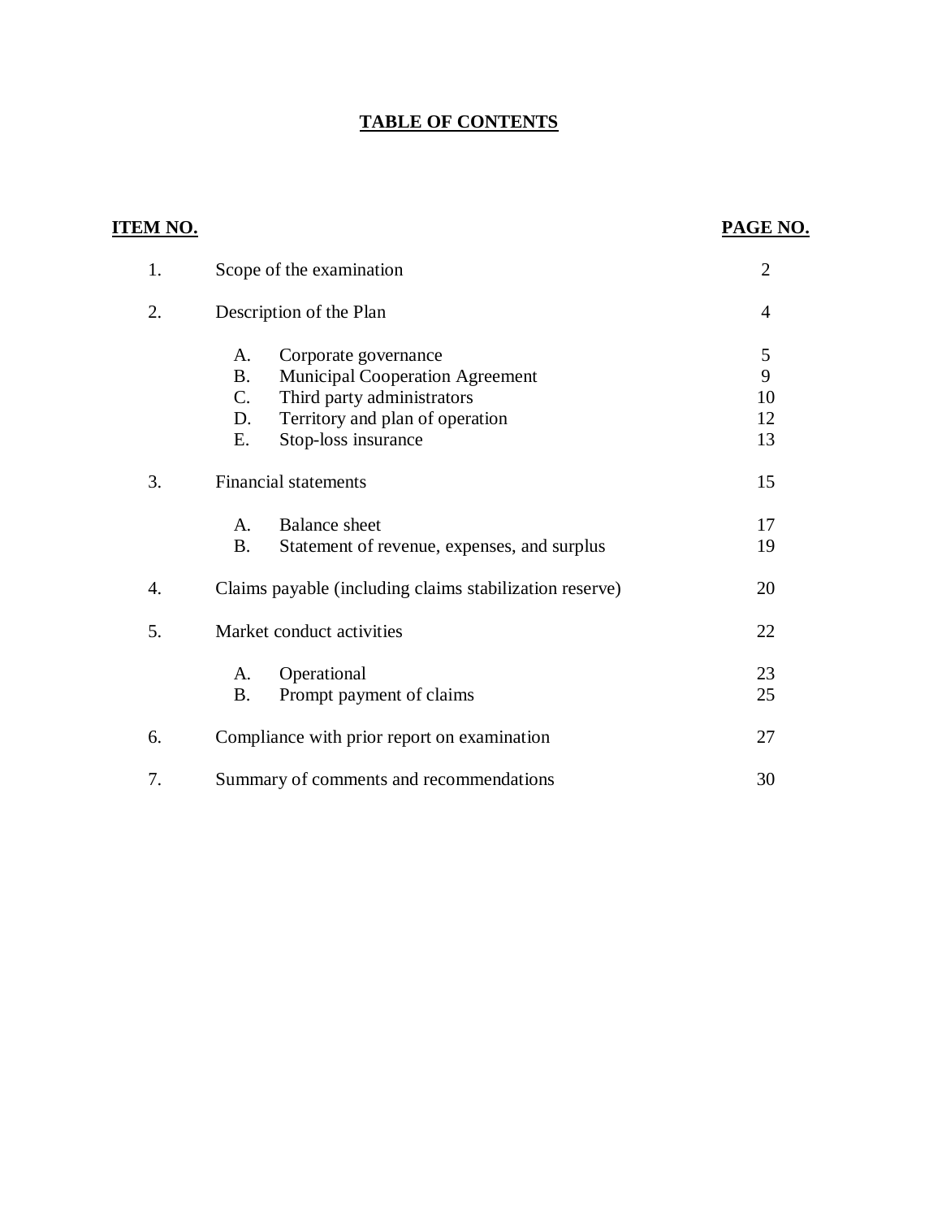# TABLE OF CONTENTS

| ITEM NO. | | | PAGE NO. |
|---|---|---|---|
| 1. | Scope of the examination | | 2 |
| 2. | Description of the Plan | | 4 |
| | A. | Corporate governance | 5 |
| | B. | Municipal Cooperation Agreement | 9 |
| | C. | Third party administrators | 10 |
| | D. | Territory and plan of operation | 12 |
| | E. | Stop-loss insurance | 13 |
| 3. | Financial statements | | 15 |
| | A. | Balance sheet | 17 |
| | B. | Statement of revenue, expenses, and surplus | 19 |
| 4. | Claims payable (including claims stabilization reserve) | | 20 |
| 5. | Market conduct activities | | 22 |
| | A. | Operational | 23 |
| | B. | Prompt payment of claims | 25 |
| 6. | Compliance with prior report on examination | | 27 |
| 7. | Summary of comments and recommendations | | 30 |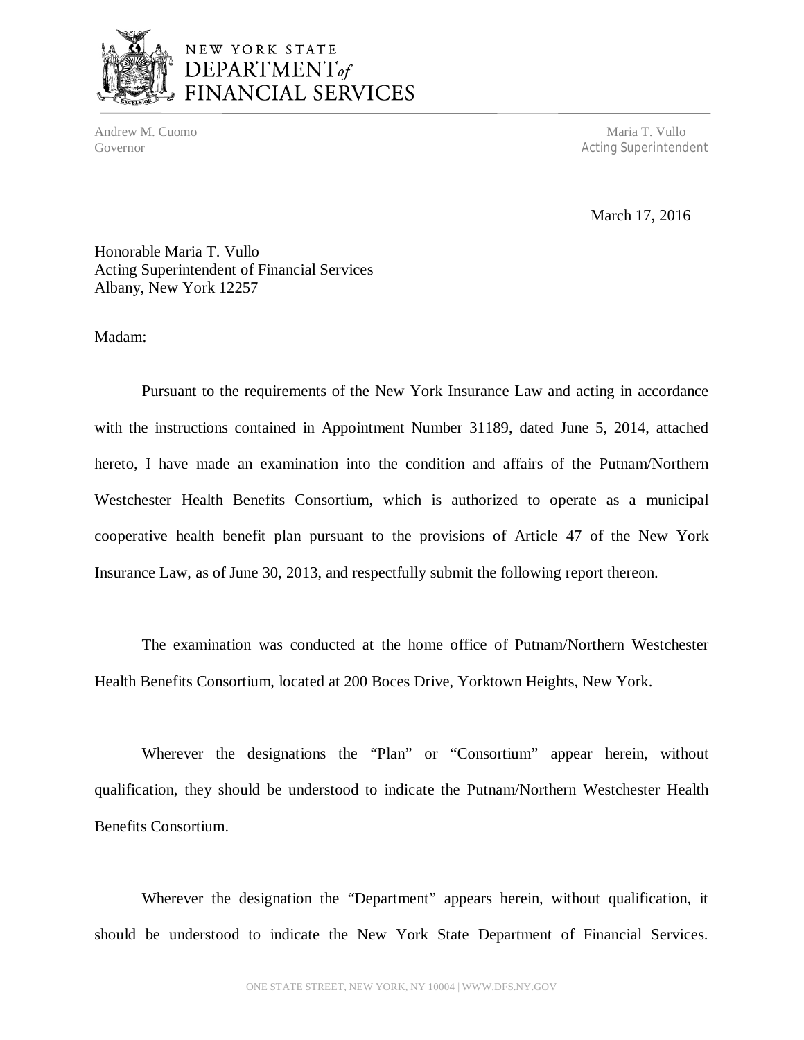NEW YORK STATE
DEPARTMENT *of*
FINANCIAL SERVICES

Andrew M. Cuomo
Governor

Maria T. Vullo
Acting Superintendent

March 17, 2016

Honorable Maria T. Vullo
Acting Superintendent of Financial Services
Albany, New York 12257

Madam:

Pursuant to the requirements of the New York Insurance Law and acting in accordance with the instructions contained in Appointment Number 31189, dated June 5, 2014, attached hereto, I have made an examination into the condition and affairs of the Putnam/Northern Westchester Health Benefits Consortium, which is authorized to operate as a municipal cooperative health benefit plan pursuant to the provisions of Article 47 of the New York Insurance Law, as of June 30, 2013, and respectfully submit the following report thereon.

The examination was conducted at the home office of Putnam/Northern Westchester Health Benefits Consortium, located at 200 Boces Drive, Yorktown Heights, New York.

Wherever the designations the "Plan" or "Consortium" appear herein, without qualification, they should be understood to indicate the Putnam/Northern Westchester Health Benefits Consortium.

Wherever the designation the "Department" appears herein, without qualification, it should be understood to indicate the New York State Department of Financial Services.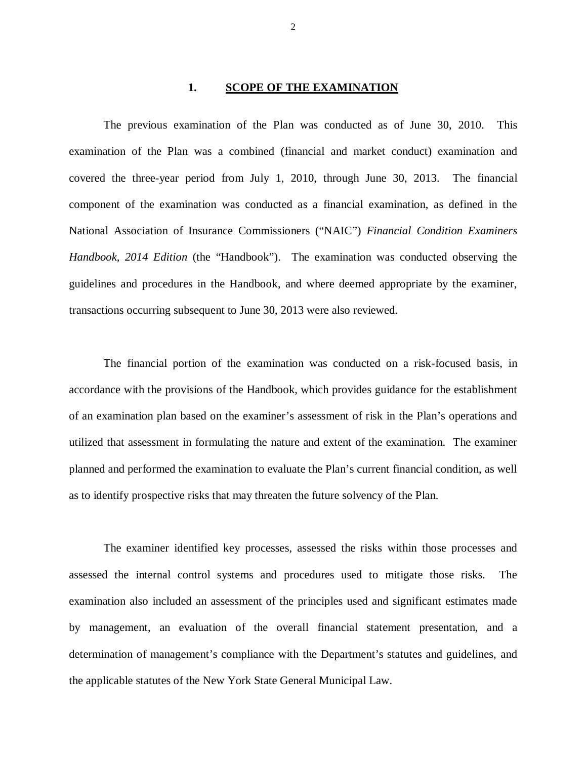## 1. SCOPE OF THE EXAMINATION

The previous examination of the Plan was conducted as of June 30, 2010. This examination of the Plan was a combined (financial and market conduct) examination and covered the three-year period from July 1, 2010, through June 30, 2013. The financial component of the examination was conducted as a financial examination, as defined in the National Association of Insurance Commissioners ("NAIC") *Financial Condition Examiners Handbook, 2014 Edition* (the "Handbook"). The examination was conducted observing the guidelines and procedures in the Handbook, and where deemed appropriate by the examiner, transactions occurring subsequent to June 30, 2013 were also reviewed.

The financial portion of the examination was conducted on a risk-focused basis, in accordance with the provisions of the Handbook, which provides guidance for the establishment of an examination plan based on the examiner's assessment of risk in the Plan's operations and utilized that assessment in formulating the nature and extent of the examination. The examiner planned and performed the examination to evaluate the Plan's current financial condition, as well as to identify prospective risks that may threaten the future solvency of the Plan.

The examiner identified key processes, assessed the risks within those processes and assessed the internal control systems and procedures used to mitigate those risks. The examination also included an assessment of the principles used and significant estimates made by management, an evaluation of the overall financial statement presentation, and a determination of management's compliance with the Department's statutes and guidelines, and the applicable statutes of the New York State General Municipal Law.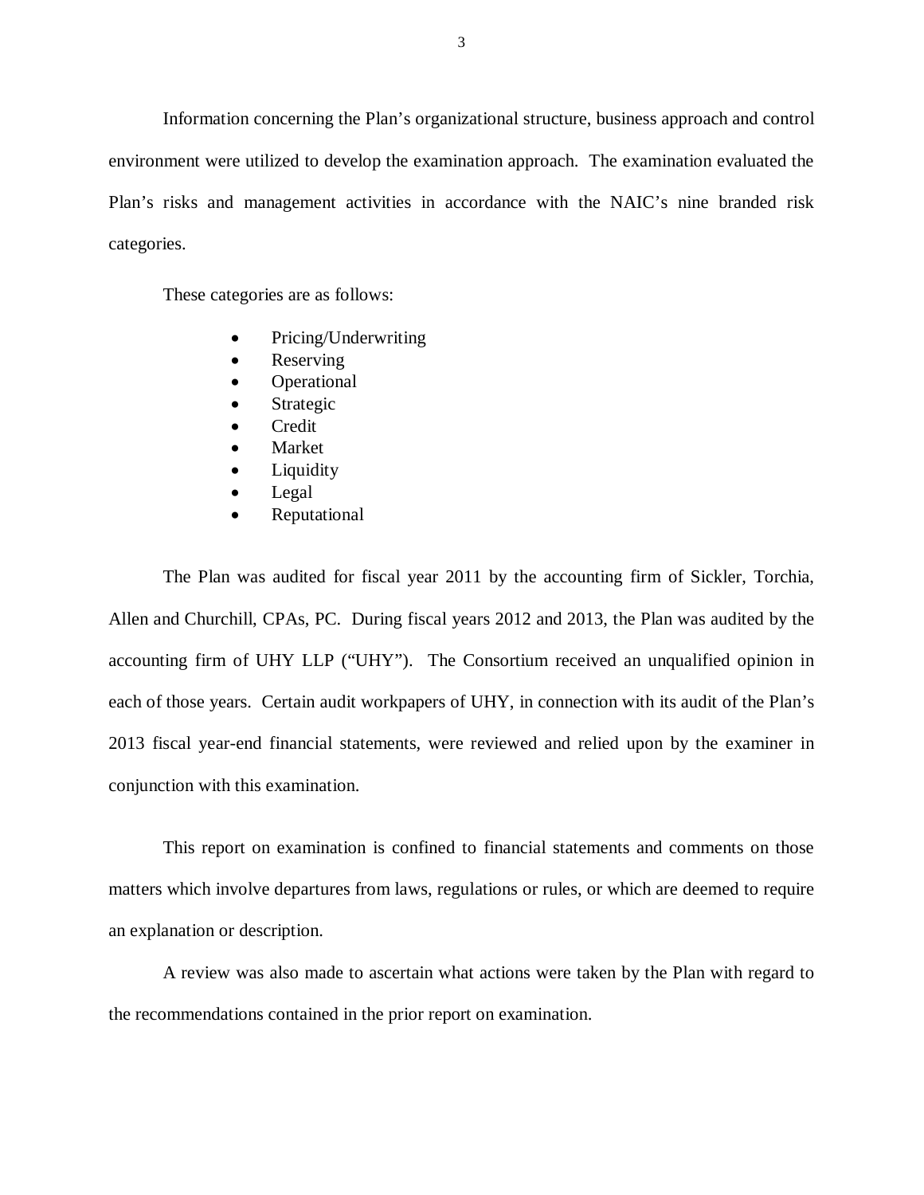Information concerning the Plan's organizational structure, business approach and control environment were utilized to develop the examination approach. The examination evaluated the Plan's risks and management activities in accordance with the NAIC's nine branded risk categories.

These categories are as follows:

- Pricing/Underwriting
- Reserving
- Operational
- Strategic
- Credit
- Market
- Liquidity
- Legal
- Reputational

The Plan was audited for fiscal year 2011 by the accounting firm of Sickler, Torchia, Allen and Churchill, CPAs, PC. During fiscal years 2012 and 2013, the Plan was audited by the accounting firm of UHY LLP ("UHY"). The Consortium received an unqualified opinion in each of those years. Certain audit workpapers of UHY, in connection with its audit of the Plan's 2013 fiscal year-end financial statements, were reviewed and relied upon by the examiner in conjunction with this examination.

This report on examination is confined to financial statements and comments on those matters which involve departures from laws, regulations or rules, or which are deemed to require an explanation or description.

A review was also made to ascertain what actions were taken by the Plan with regard to the recommendations contained in the prior report on examination.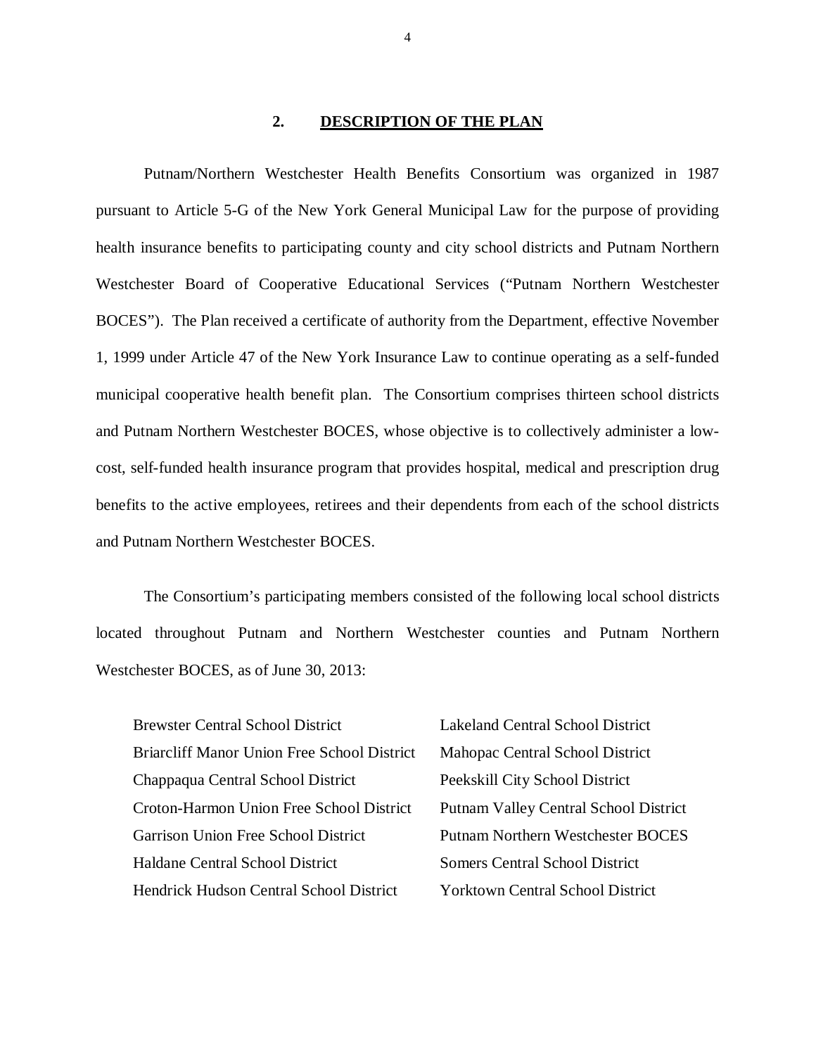## 2. DESCRIPTION OF THE PLAN

Putnam/Northern Westchester Health Benefits Consortium was organized in 1987 pursuant to Article 5-G of the New York General Municipal Law for the purpose of providing health insurance benefits to participating county and city school districts and Putnam Northern Westchester Board of Cooperative Educational Services ("Putnam Northern Westchester BOCES"). The Plan received a certificate of authority from the Department, effective November 1, 1999 under Article 47 of the New York Insurance Law to continue operating as a self-funded municipal cooperative health benefit plan. The Consortium comprises thirteen school districts and Putnam Northern Westchester BOCES, whose objective is to collectively administer a low-cost, self-funded health insurance program that provides hospital, medical and prescription drug benefits to the active employees, retirees and their dependents from each of the school districts and Putnam Northern Westchester BOCES.

The Consortium's participating members consisted of the following local school districts located throughout Putnam and Northern Westchester counties and Putnam Northern Westchester BOCES, as of June 30, 2013:

- Brewster Central School District
- Briarcliff Manor Union Free School District
- Chappaqua Central School District
- Croton-Harmon Union Free School District
- Garrison Union Free School District
- Haldane Central School District
- Hendrick Hudson Central School District
- Lakeland Central School District
- Mahopac Central School District
- Peekskill City School District
- Putnam Valley Central School District
- Putnam Northern Westchester BOCES
- Somers Central School District
- Yorktown Central School District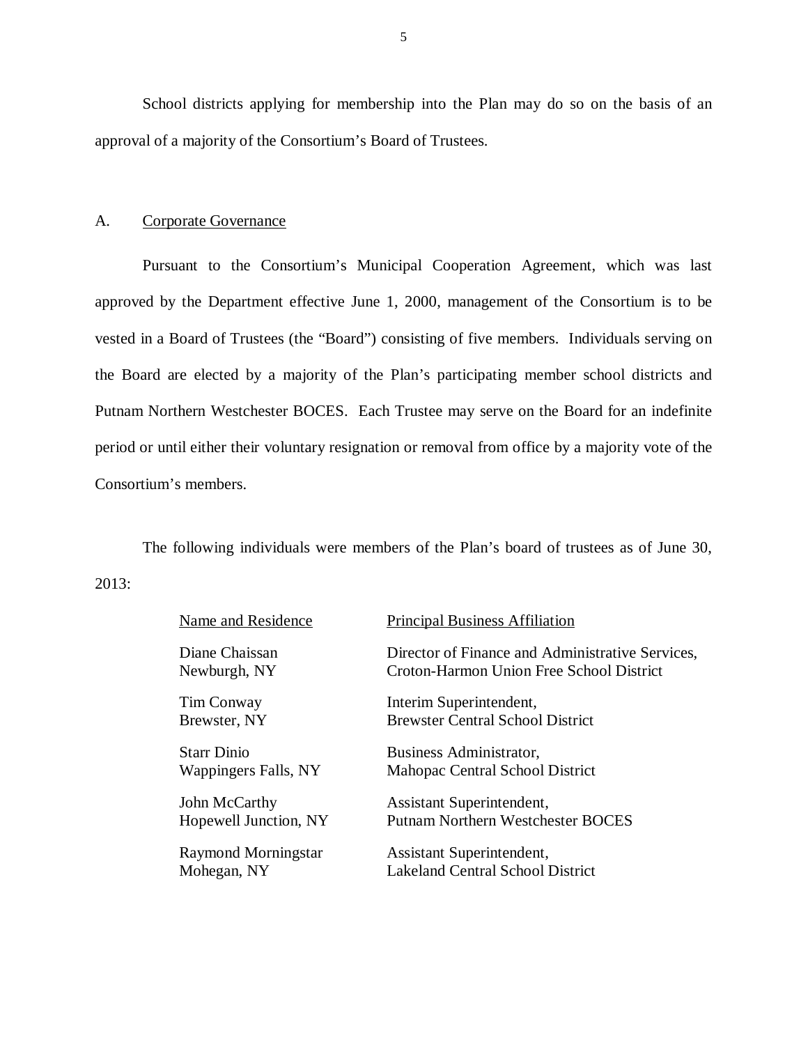School districts applying for membership into the Plan may do so on the basis of an approval of a majority of the Consortium's Board of Trustees.

A. Corporate Governance

Pursuant to the Consortium's Municipal Cooperation Agreement, which was last approved by the Department effective June 1, 2000, management of the Consortium is to be vested in a Board of Trustees (the "Board") consisting of five members. Individuals serving on the Board are elected by a majority of the Plan's participating member school districts and Putnam Northern Westchester BOCES. Each Trustee may serve on the Board for an indefinite period or until either their voluntary resignation or removal from office by a majority vote of the Consortium's members.

The following individuals were members of the Plan's board of trustees as of June 30, 2013:

| Name and Residence | Principal Business Affiliation |
| --- | --- |
| Diane Chaissan<br>Newburgh, NY | Director of Finance and Administrative Services,<br>Croton-Harmon Union Free School District |
| Tim Conway<br>Brewster, NY | Interim Superintendent,<br>Brewster Central School District |
| Starr Dinio<br>Wappingers Falls, NY | Business Administrator,<br>Mahopac Central School District |
| John McCarthy<br>Hopewell Junction, NY | Assistant Superintendent,<br>Putnam Northern Westchester BOCES |
| Raymond Morningstar<br>Mohegan, NY | Assistant Superintendent,<br>Lakeland Central School District |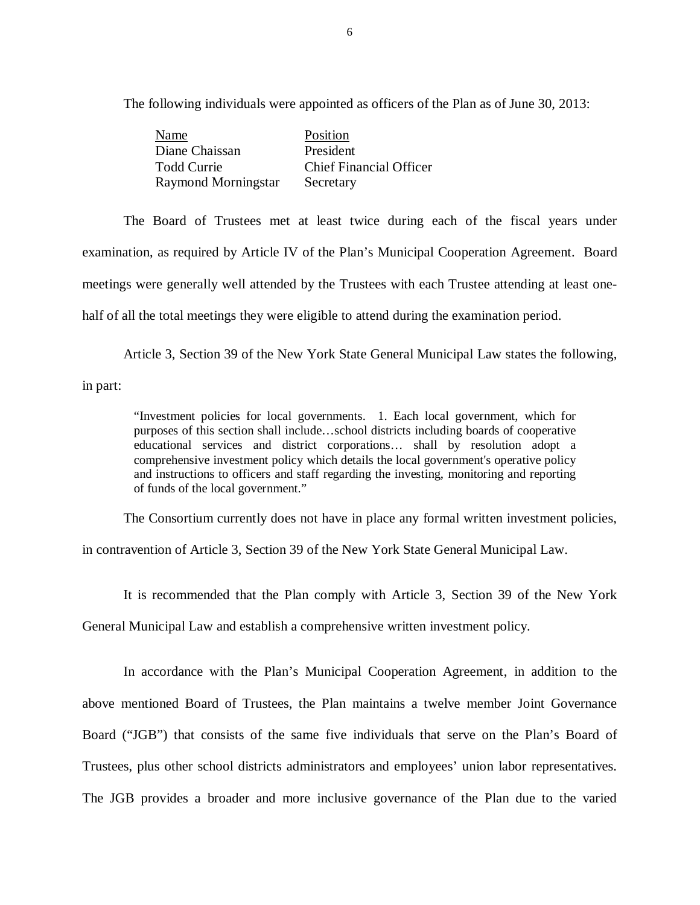The following individuals were appointed as officers of the Plan as of June 30, 2013:

| Name | Position |
|---|---|
| Diane Chaissan | President |
| Todd Currie | Chief Financial Officer |
| Raymond Morningstar | Secretary |

The Board of Trustees met at least twice during each of the fiscal years under examination, as required by Article IV of the Plan's Municipal Cooperation Agreement. Board meetings were generally well attended by the Trustees with each Trustee attending at least one-half of all the total meetings they were eligible to attend during the examination period.

Article 3, Section 39 of the New York State General Municipal Law states the following, in part:

> "Investment policies for local governments. 1. Each local government, which for purposes of this section shall include…school districts including boards of cooperative educational services and district corporations… shall by resolution adopt a comprehensive investment policy which details the local government's operative policy and instructions to officers and staff regarding the investing, monitoring and reporting of funds of the local government."

The Consortium currently does not have in place any formal written investment policies, in contravention of Article 3, Section 39 of the New York State General Municipal Law.

It is recommended that the Plan comply with Article 3, Section 39 of the New York General Municipal Law and establish a comprehensive written investment policy.

In accordance with the Plan's Municipal Cooperation Agreement, in addition to the above mentioned Board of Trustees, the Plan maintains a twelve member Joint Governance Board ("JGB") that consists of the same five individuals that serve on the Plan's Board of Trustees, plus other school districts administrators and employees' union labor representatives. The JGB provides a broader and more inclusive governance of the Plan due to the varied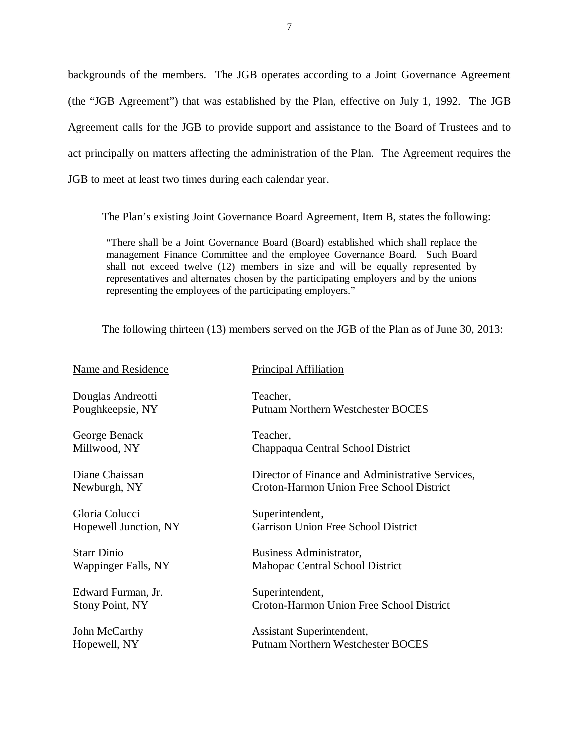backgrounds of the members. The JGB operates according to a Joint Governance Agreement (the "JGB Agreement") that was established by the Plan, effective on July 1, 1992. The JGB Agreement calls for the JGB to provide support and assistance to the Board of Trustees and to act principally on matters affecting the administration of the Plan. The Agreement requires the JGB to meet at least two times during each calendar year.

The Plan's existing Joint Governance Board Agreement, Item B, states the following:

> "There shall be a Joint Governance Board (Board) established which shall replace the management Finance Committee and the employee Governance Board. Such Board shall not exceed twelve (12) members in size and will be equally represented by representatives and alternates chosen by the participating employers and by the unions representing the employees of the participating employers."

The following thirteen (13) members served on the JGB of the Plan as of June 30, 2013:

| Name and Residence | Principal Affiliation |
|---|---|
| Douglas Andreotti<br>Poughkeepsie, NY | Teacher,<br>Putnam Northern Westchester BOCES |
| George Benack<br>Millwood, NY | Teacher,<br>Chappaqua Central School District |
| Diane Chaissan<br>Newburgh, NY | Director of Finance and Administrative Services,<br>Croton-Harmon Union Free School District |
| Gloria Colucci<br>Hopewell Junction, NY | Superintendent,<br>Garrison Union Free School District |
| Starr Dinio<br>Wappinger Falls, NY | Business Administrator,<br>Mahopac Central School District |
| Edward Furman, Jr.<br>Stony Point, NY | Superintendent,<br>Croton-Harmon Union Free School District |
| John McCarthy<br>Hopewell, NY | Assistant Superintendent,<br>Putnam Northern Westchester BOCES |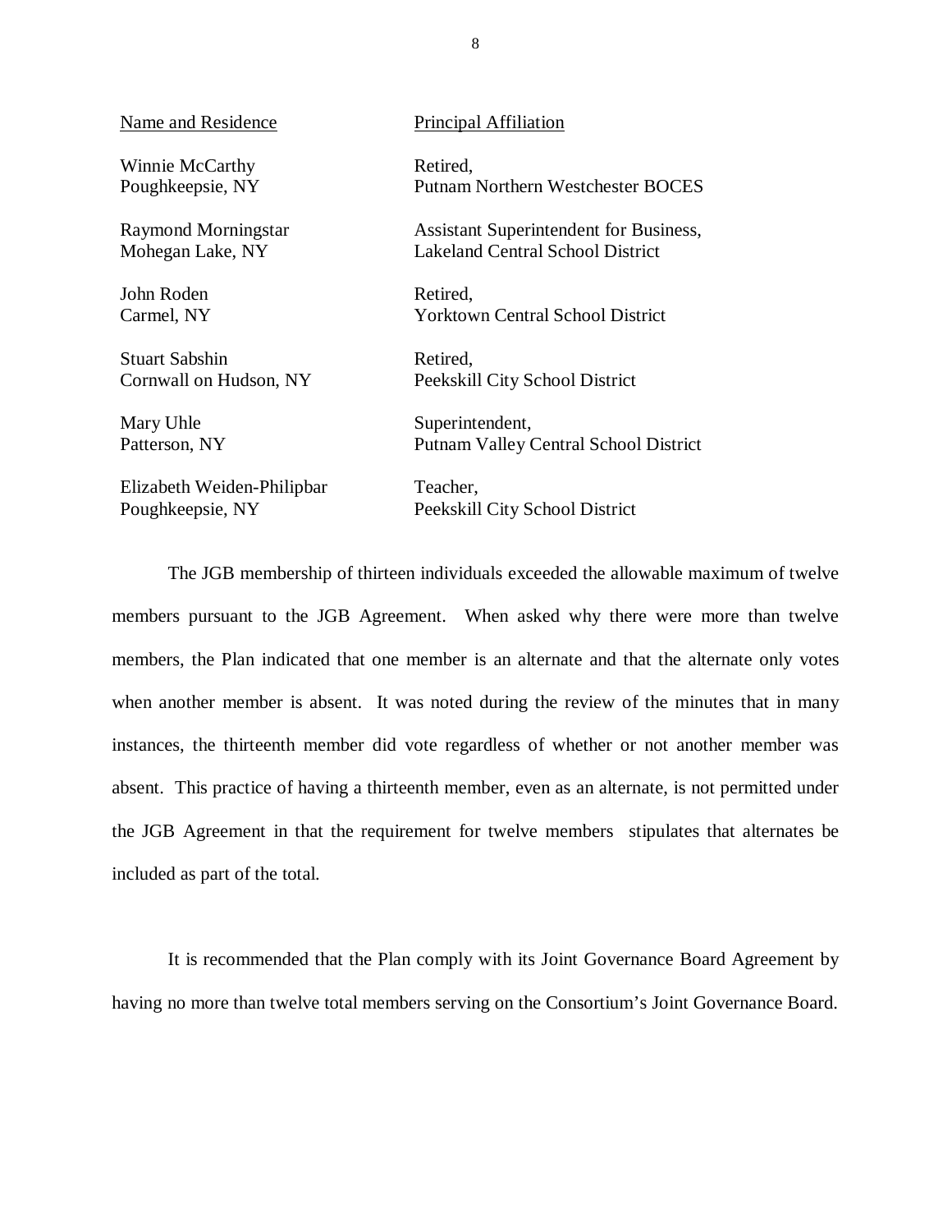| Name and Residence | Principal Affiliation |
| --- | --- |
| Winnie McCarthy<br>Poughkeepsie, NY | Retired,<br>Putnam Northern Westchester BOCES |
| Raymond Morningstar<br>Mohegan Lake, NY | Assistant Superintendent for Business,<br>Lakeland Central School District |
| John Roden<br>Carmel, NY | Retired,<br>Yorktown Central School District |
| Stuart Sabshin<br>Cornwall on Hudson, NY | Retired,<br>Peekskill City School District |
| Mary Uhle<br>Patterson, NY | Superintendent,<br>Putnam Valley Central School District |
| Elizabeth Weiden-Philipbar<br>Poughkeepsie, NY | Teacher,<br>Peekskill City School District |

The JGB membership of thirteen individuals exceeded the allowable maximum of twelve members pursuant to the JGB Agreement. When asked why there were more than twelve members, the Plan indicated that one member is an alternate and that the alternate only votes when another member is absent. It was noted during the review of the minutes that in many instances, the thirteenth member did vote regardless of whether or not another member was absent. This practice of having a thirteenth member, even as an alternate, is not permitted under the JGB Agreement in that the requirement for twelve members stipulates that alternates be included as part of the total.

It is recommended that the Plan comply with its Joint Governance Board Agreement by having no more than twelve total members serving on the Consortium's Joint Governance Board.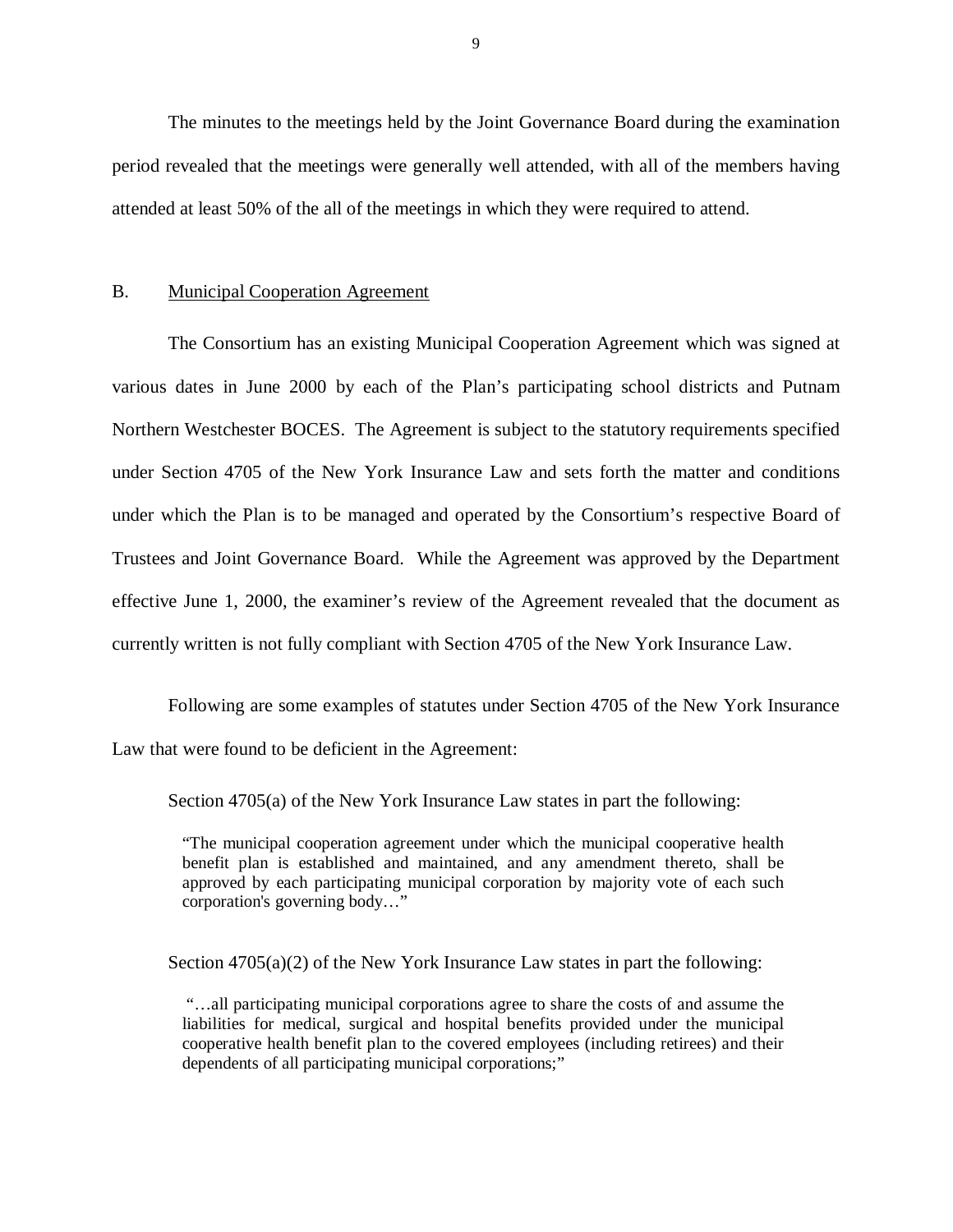The minutes to the meetings held by the Joint Governance Board during the examination period revealed that the meetings were generally well attended, with all of the members having attended at least 50% of the all of the meetings in which they were required to attend.

## B. Municipal Cooperation Agreement

The Consortium has an existing Municipal Cooperation Agreement which was signed at various dates in June 2000 by each of the Plan's participating school districts and Putnam Northern Westchester BOCES. The Agreement is subject to the statutory requirements specified under Section 4705 of the New York Insurance Law and sets forth the matter and conditions under which the Plan is to be managed and operated by the Consortium's respective Board of Trustees and Joint Governance Board. While the Agreement was approved by the Department effective June 1, 2000, the examiner's review of the Agreement revealed that the document as currently written is not fully compliant with Section 4705 of the New York Insurance Law.

Following are some examples of statutes under Section 4705 of the New York Insurance Law that were found to be deficient in the Agreement:

Section 4705(a) of the New York Insurance Law states in part the following:

> "The municipal cooperation agreement under which the municipal cooperative health benefit plan is established and maintained, and any amendment thereto, shall be approved by each participating municipal corporation by majority vote of each such corporation's governing body…"

Section 4705(a)(2) of the New York Insurance Law states in part the following:

> "…all participating municipal corporations agree to share the costs of and assume the liabilities for medical, surgical and hospital benefits provided under the municipal cooperative health benefit plan to the covered employees (including retirees) and their dependents of all participating municipal corporations;"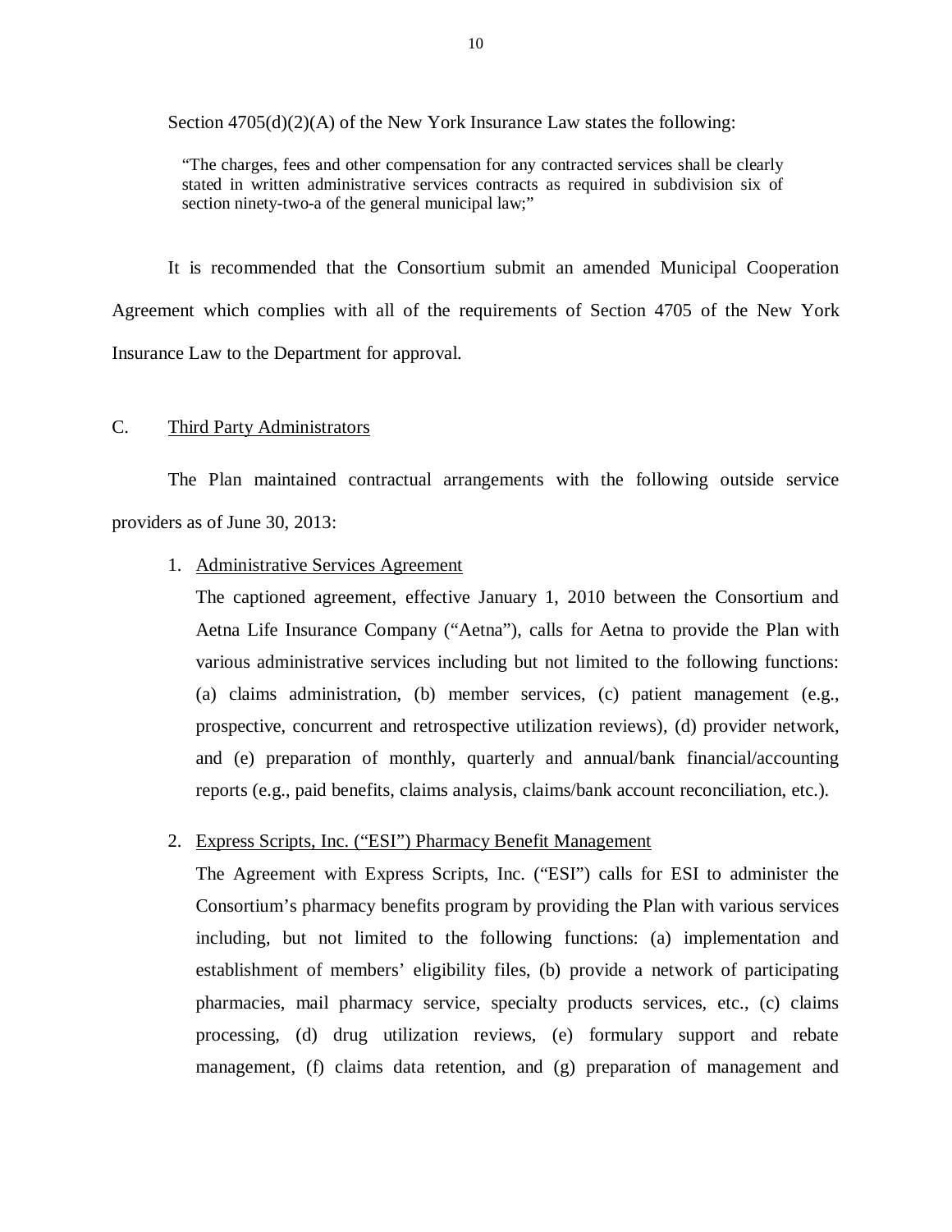Section 4705(d)(2)(A) of the New York Insurance Law states the following:

> "The charges, fees and other compensation for any contracted services shall be clearly stated in written administrative services contracts as required in subdivision six of section ninety-two-a of the general municipal law;"

It is recommended that the Consortium submit an amended Municipal Cooperation Agreement which complies with all of the requirements of Section 4705 of the New York Insurance Law to the Department for approval.

## C. Third Party Administrators

The Plan maintained contractual arrangements with the following outside service providers as of June 30, 2013:

1. Administrative Services Agreement

   The captioned agreement, effective January 1, 2010 between the Consortium and Aetna Life Insurance Company ("Aetna"), calls for Aetna to provide the Plan with various administrative services including but not limited to the following functions: (a) claims administration, (b) member services, (c) patient management (e.g., prospective, concurrent and retrospective utilization reviews), (d) provider network, and (e) preparation of monthly, quarterly and annual/bank financial/accounting reports (e.g., paid benefits, claims analysis, claims/bank account reconciliation, etc.).

2. Express Scripts, Inc. ("ESI") Pharmacy Benefit Management

   The Agreement with Express Scripts, Inc. ("ESI") calls for ESI to administer the Consortium's pharmacy benefits program by providing the Plan with various services including, but not limited to the following functions: (a) implementation and establishment of members' eligibility files, (b) provide a network of participating pharmacies, mail pharmacy service, specialty products services, etc., (c) claims processing, (d) drug utilization reviews, (e) formulary support and rebate management, (f) claims data retention, and (g) preparation of management and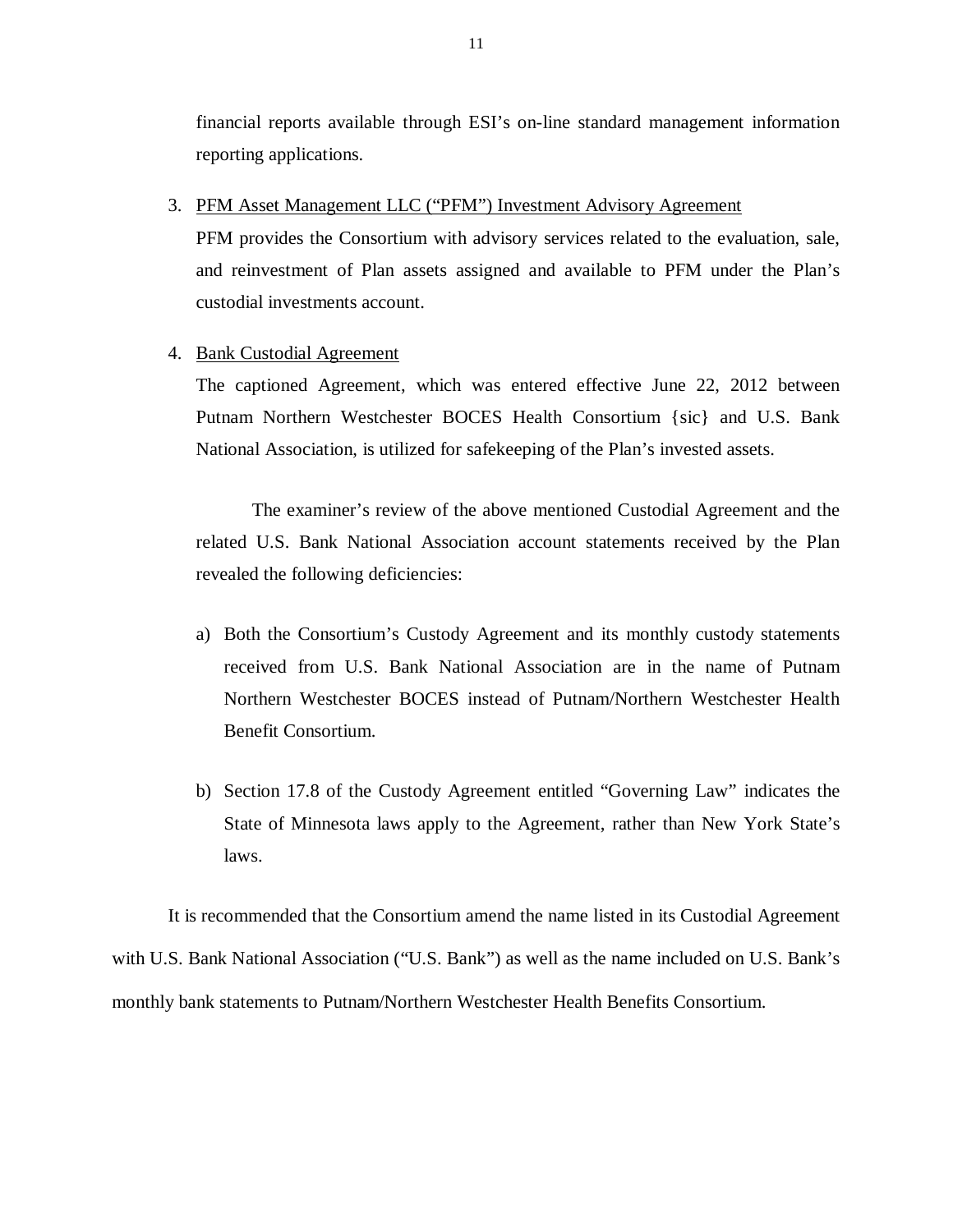financial reports available through ESI's on-line standard management information reporting applications.

3. PFM Asset Management LLC ("PFM") Investment Advisory Agreement

   PFM provides the Consortium with advisory services related to the evaluation, sale, and reinvestment of Plan assets assigned and available to PFM under the Plan's custodial investments account.

4. Bank Custodial Agreement

   The captioned Agreement, which was entered effective June 22, 2012 between Putnam Northern Westchester BOCES Health Consortium {sic} and U.S. Bank National Association, is utilized for safekeeping of the Plan's invested assets.

   The examiner's review of the above mentioned Custodial Agreement and the related U.S. Bank National Association account statements received by the Plan revealed the following deficiencies:

   a) Both the Consortium's Custody Agreement and its monthly custody statements received from U.S. Bank National Association are in the name of Putnam Northern Westchester BOCES instead of Putnam/Northern Westchester Health Benefit Consortium.

   b) Section 17.8 of the Custody Agreement entitled "Governing Law" indicates the State of Minnesota laws apply to the Agreement, rather than New York State's laws.

It is recommended that the Consortium amend the name listed in its Custodial Agreement with U.S. Bank National Association ("U.S. Bank") as well as the name included on U.S. Bank's monthly bank statements to Putnam/Northern Westchester Health Benefits Consortium.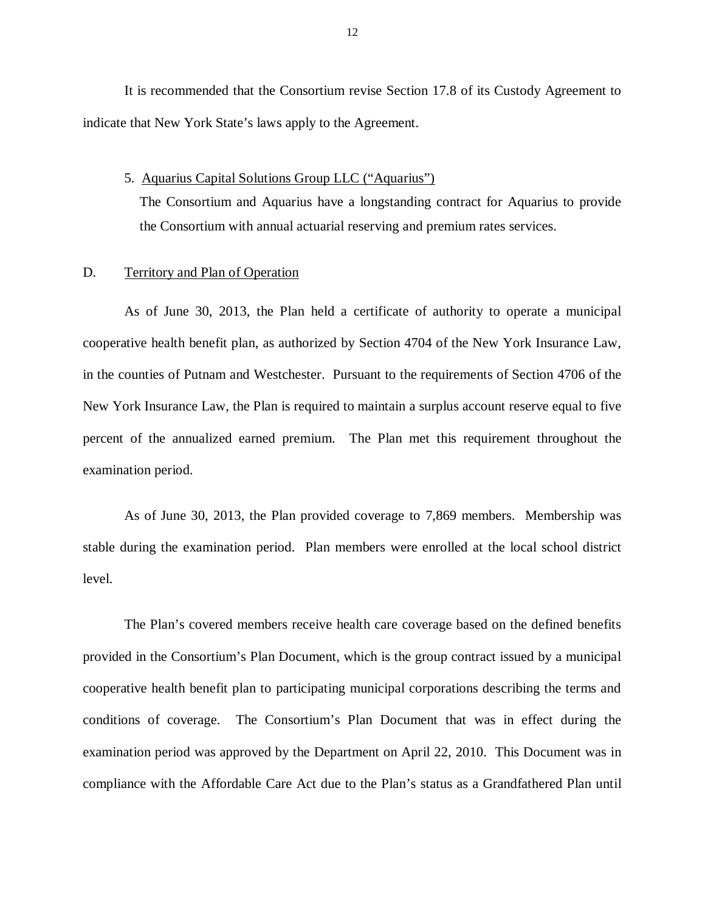It is recommended that the Consortium revise Section 17.8 of its Custody Agreement to indicate that New York State's laws apply to the Agreement.

5. Aquarius Capital Solutions Group LLC ("Aquarius")

   The Consortium and Aquarius have a longstanding contract for Aquarius to provide the Consortium with annual actuarial reserving and premium rates services.

## D. Territory and Plan of Operation

As of June 30, 2013, the Plan held a certificate of authority to operate a municipal cooperative health benefit plan, as authorized by Section 4704 of the New York Insurance Law, in the counties of Putnam and Westchester. Pursuant to the requirements of Section 4706 of the New York Insurance Law, the Plan is required to maintain a surplus account reserve equal to five percent of the annualized earned premium. The Plan met this requirement throughout the examination period.

As of June 30, 2013, the Plan provided coverage to 7,869 members. Membership was stable during the examination period. Plan members were enrolled at the local school district level.

The Plan's covered members receive health care coverage based on the defined benefits provided in the Consortium's Plan Document, which is the group contract issued by a municipal cooperative health benefit plan to participating municipal corporations describing the terms and conditions of coverage. The Consortium's Plan Document that was in effect during the examination period was approved by the Department on April 22, 2010. This Document was in compliance with the Affordable Care Act due to the Plan's status as a Grandfathered Plan until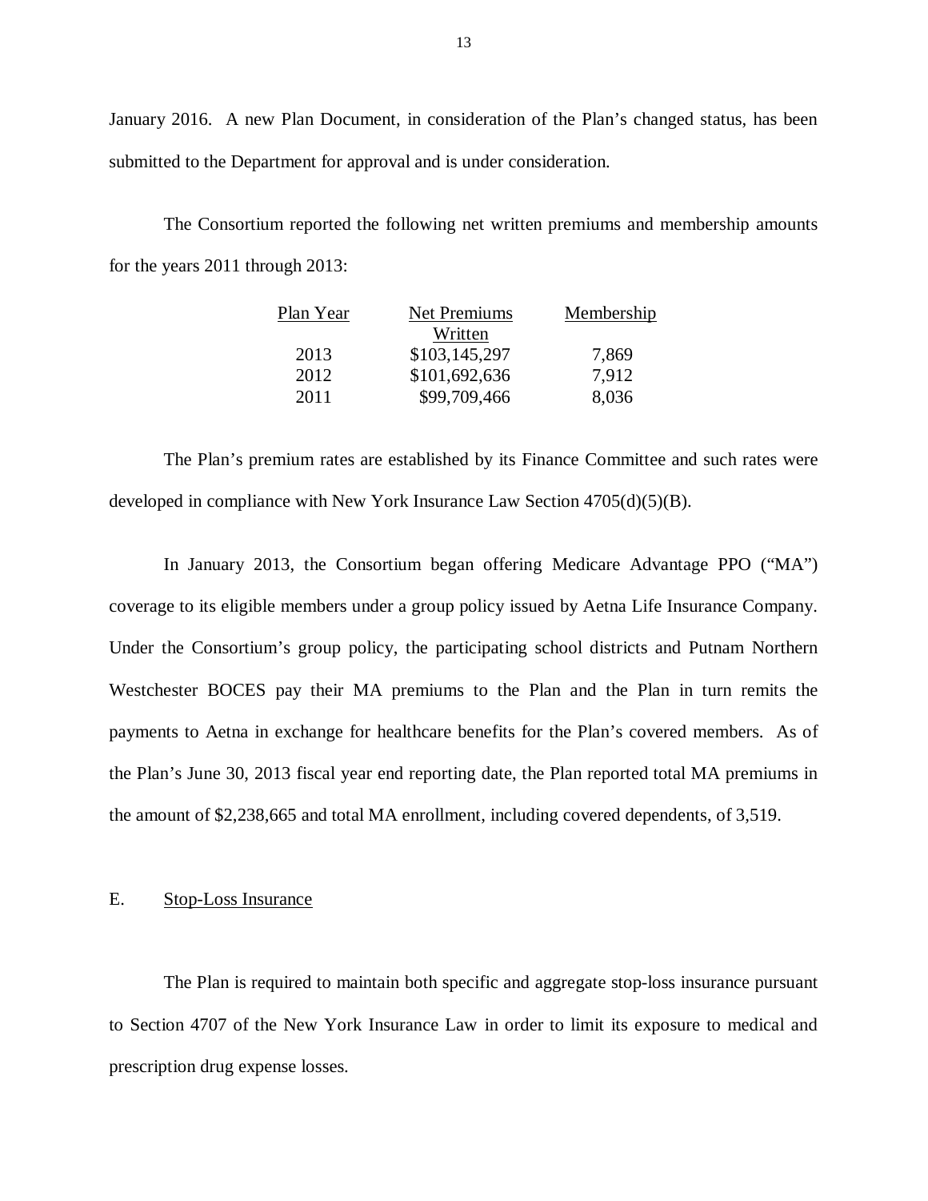January 2016. A new Plan Document, in consideration of the Plan's changed status, has been submitted to the Department for approval and is under consideration.

The Consortium reported the following net written premiums and membership amounts for the years 2011 through 2013:

| Plan Year | Net Premiums Written | Membership |
|---|---|---|
| 2013 | $103,145,297 | 7,869 |
| 2012 | $101,692,636 | 7,912 |
| 2011 | $99,709,466 | 8,036 |

The Plan's premium rates are established by its Finance Committee and such rates were developed in compliance with New York Insurance Law Section 4705(d)(5)(B).

In January 2013, the Consortium began offering Medicare Advantage PPO ("MA") coverage to its eligible members under a group policy issued by Aetna Life Insurance Company. Under the Consortium's group policy, the participating school districts and Putnam Northern Westchester BOCES pay their MA premiums to the Plan and the Plan in turn remits the payments to Aetna in exchange for healthcare benefits for the Plan's covered members. As of the Plan's June 30, 2013 fiscal year end reporting date, the Plan reported total MA premiums in the amount of $2,238,665 and total MA enrollment, including covered dependents, of 3,519.

## E. Stop-Loss Insurance

The Plan is required to maintain both specific and aggregate stop-loss insurance pursuant to Section 4707 of the New York Insurance Law in order to limit its exposure to medical and prescription drug expense losses.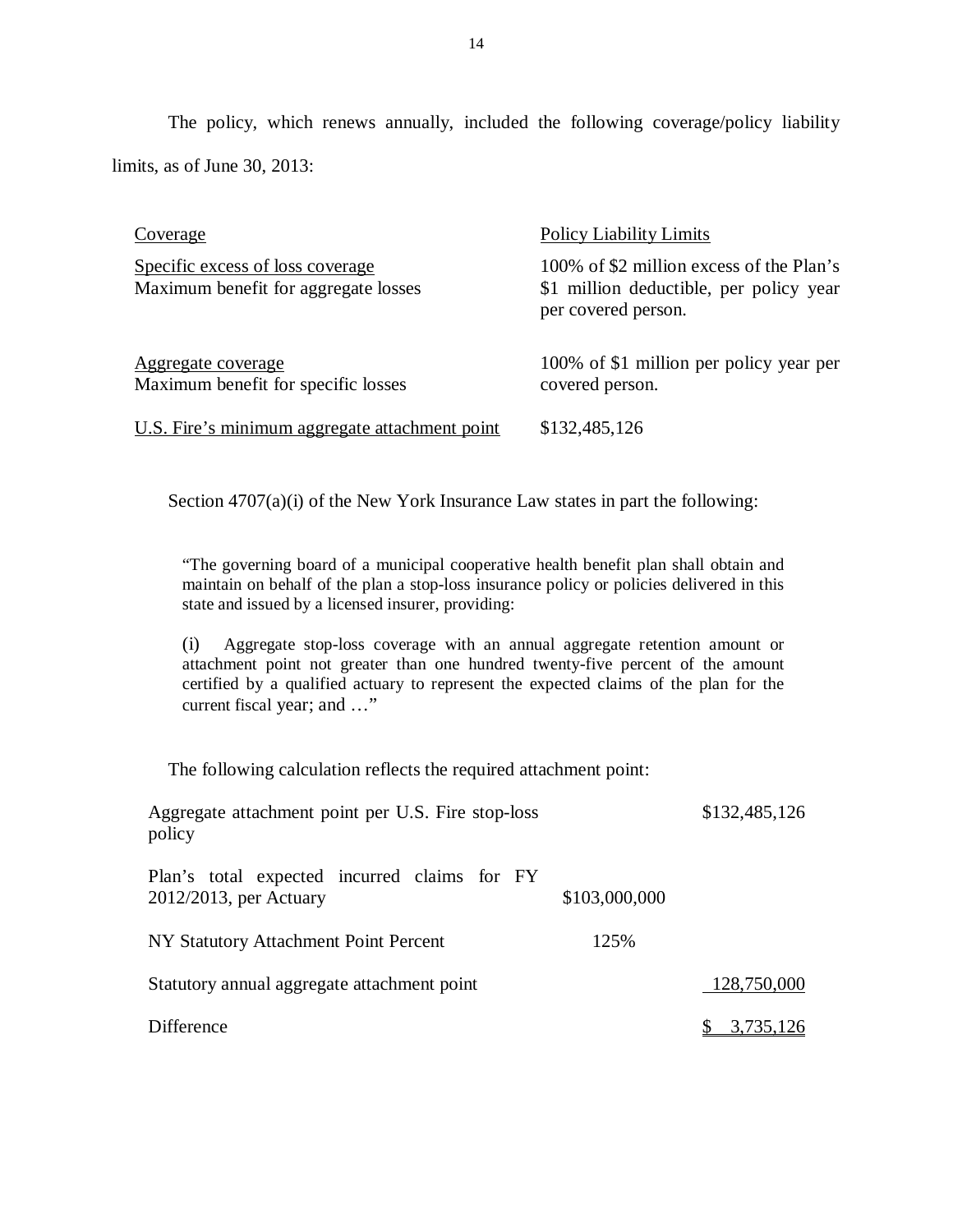The policy, which renews annually, included the following coverage/policy liability limits, as of June 30, 2013:

| Coverage | Policy Liability Limits |
|---|---|
| Specific excess of loss coverage<br>Maximum benefit for aggregate losses | 100% of $2 million excess of the Plan's $1 million deductible, per policy year per covered person. |
| Aggregate coverage<br>Maximum benefit for specific losses | 100% of $1 million per policy year per covered person. |
| U.S. Fire's minimum aggregate attachment point | $132,485,126 |

Section 4707(a)(i) of the New York Insurance Law states in part the following:

> "The governing board of a municipal cooperative health benefit plan shall obtain and maintain on behalf of the plan a stop-loss insurance policy or policies delivered in this state and issued by a licensed insurer, providing:
>
> (i) Aggregate stop-loss coverage with an annual aggregate retention amount or attachment point not greater than one hundred twenty-five percent of the amount certified by a qualified actuary to represent the expected claims of the plan for the current fiscal year; and …"

The following calculation reflects the required attachment point:

| | | |
|---|---|---|
| Aggregate attachment point per U.S. Fire stop-loss policy | | $132,485,126 |
| Plan's total expected incurred claims for FY 2012/2013, per Actuary | $103,000,000 | |
| NY Statutory Attachment Point Percent | 125% | |
| Statutory annual aggregate attachment point | | 128,750,000 |
| Difference | | $ 3,735,126 |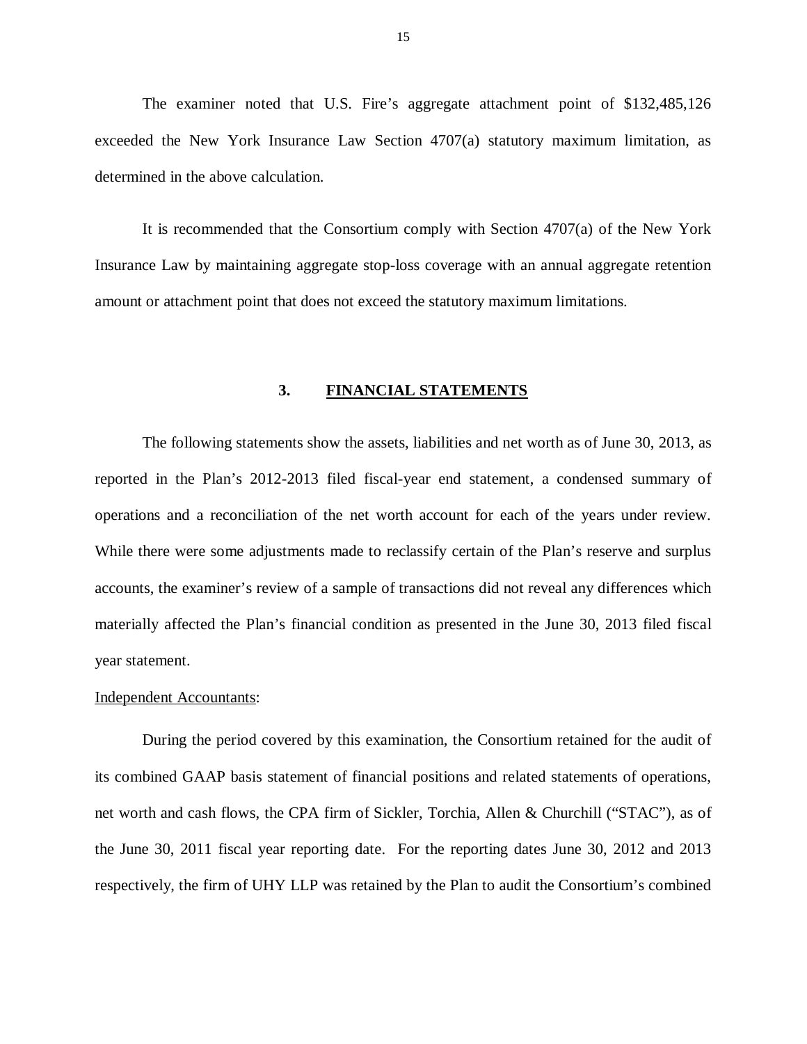The examiner noted that U.S. Fire's aggregate attachment point of $132,485,126 exceeded the New York Insurance Law Section 4707(a) statutory maximum limitation, as determined in the above calculation.

It is recommended that the Consortium comply with Section 4707(a) of the New York Insurance Law by maintaining aggregate stop-loss coverage with an annual aggregate retention amount or attachment point that does not exceed the statutory maximum limitations.

## 3. FINANCIAL STATEMENTS

The following statements show the assets, liabilities and net worth as of June 30, 2013, as reported in the Plan's 2012-2013 filed fiscal-year end statement, a condensed summary of operations and a reconciliation of the net worth account for each of the years under review. While there were some adjustments made to reclassify certain of the Plan's reserve and surplus accounts, the examiner's review of a sample of transactions did not reveal any differences which materially affected the Plan's financial condition as presented in the June 30, 2013 filed fiscal year statement.

Independent Accountants:

During the period covered by this examination, the Consortium retained for the audit of its combined GAAP basis statement of financial positions and related statements of operations, net worth and cash flows, the CPA firm of Sickler, Torchia, Allen & Churchill ("STAC"), as of the June 30, 2011 fiscal year reporting date. For the reporting dates June 30, 2012 and 2013 respectively, the firm of UHY LLP was retained by the Plan to audit the Consortium's combined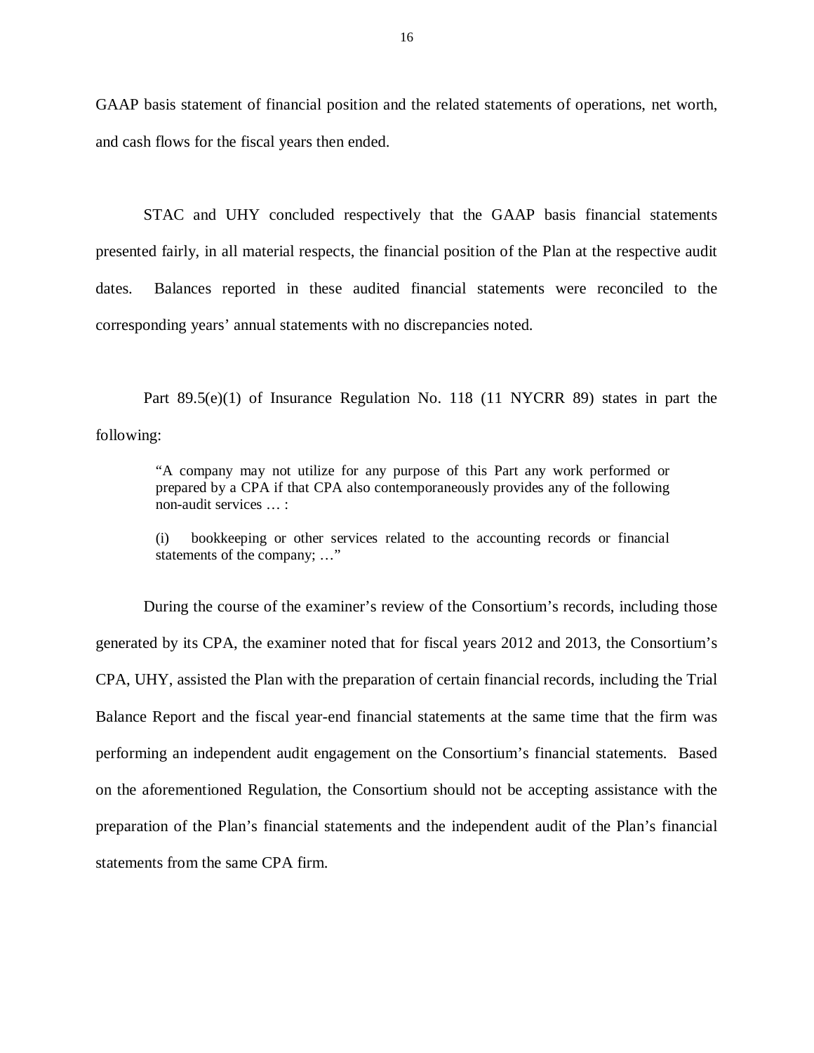GAAP basis statement of financial position and the related statements of operations, net worth, and cash flows for the fiscal years then ended.

STAC and UHY concluded respectively that the GAAP basis financial statements presented fairly, in all material respects, the financial position of the Plan at the respective audit dates. Balances reported in these audited financial statements were reconciled to the corresponding years' annual statements with no discrepancies noted.

Part 89.5(e)(1) of Insurance Regulation No. 118 (11 NYCRR 89) states in part the following:

> "A company may not utilize for any purpose of this Part any work performed or prepared by a CPA if that CPA also contemporaneously provides any of the following non-audit services … :
>
> (i) bookkeeping or other services related to the accounting records or financial statements of the company; …"

During the course of the examiner's review of the Consortium's records, including those generated by its CPA, the examiner noted that for fiscal years 2012 and 2013, the Consortium's CPA, UHY, assisted the Plan with the preparation of certain financial records, including the Trial Balance Report and the fiscal year-end financial statements at the same time that the firm was performing an independent audit engagement on the Consortium's financial statements. Based on the aforementioned Regulation, the Consortium should not be accepting assistance with the preparation of the Plan's financial statements and the independent audit of the Plan's financial statements from the same CPA firm.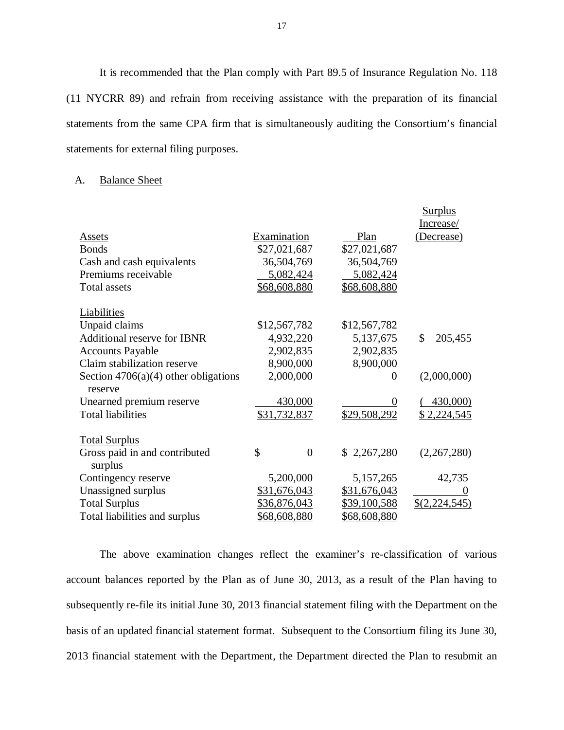It is recommended that the Plan comply with Part 89.5 of Insurance Regulation No. 118 (11 NYCRR 89) and refrain from receiving assistance with the preparation of its financial statements from the same CPA firm that is simultaneously auditing the Consortium's financial statements for external filing purposes.

A. Balance Sheet

| Assets | Examination | Plan | Surplus Increase/ (Decrease) |
|---|---|---|---|
| Bonds | $27,021,687 | $27,021,687 | |
| Cash and cash equivalents | 36,504,769 | 36,504,769 | |
| Premiums receivable | 5,082,424 | 5,082,424 | |
| Total assets | $68,608,880 | $68,608,880 | |
| | | | |
| Liabilities | | | |
| Unpaid claims | $12,567,782 | $12,567,782 | |
| Additional reserve for IBNR | 4,932,220 | 5,137,675 | $ 205,455 |
| Accounts Payable | 2,902,835 | 2,902,835 | |
| Claim stabilization reserve | 8,900,000 | 8,900,000 | |
| Section 4706(a)(4) other obligations reserve | 2,000,000 | 0 | (2,000,000) |
| Unearned premium reserve | 430,000 | 0 | ( 430,000) |
| Total liabilities | $31,732,837 | $29,508,292 | $ 2,224,545 |
| | | | |
| Total Surplus | | | |
| Gross paid in and contributed surplus | $ 0 | $ 2,267,280 | (2,267,280) |
| Contingency reserve | 5,200,000 | 5,157,265 | 42,735 |
| Unassigned surplus | $31,676,043 | $31,676,043 | 0 |
| Total Surplus | $36,876,043 | $39,100,588 | $(2,224,545) |
| Total liabilities and surplus | $68,608,880 | $68,608,880 | |

The above examination changes reflect the examiner's re-classification of various account balances reported by the Plan as of June 30, 2013, as a result of the Plan having to subsequently re-file its initial June 30, 2013 financial statement filing with the Department on the basis of an updated financial statement format. Subsequent to the Consortium filing its June 30, 2013 financial statement with the Department, the Department directed the Plan to resubmit an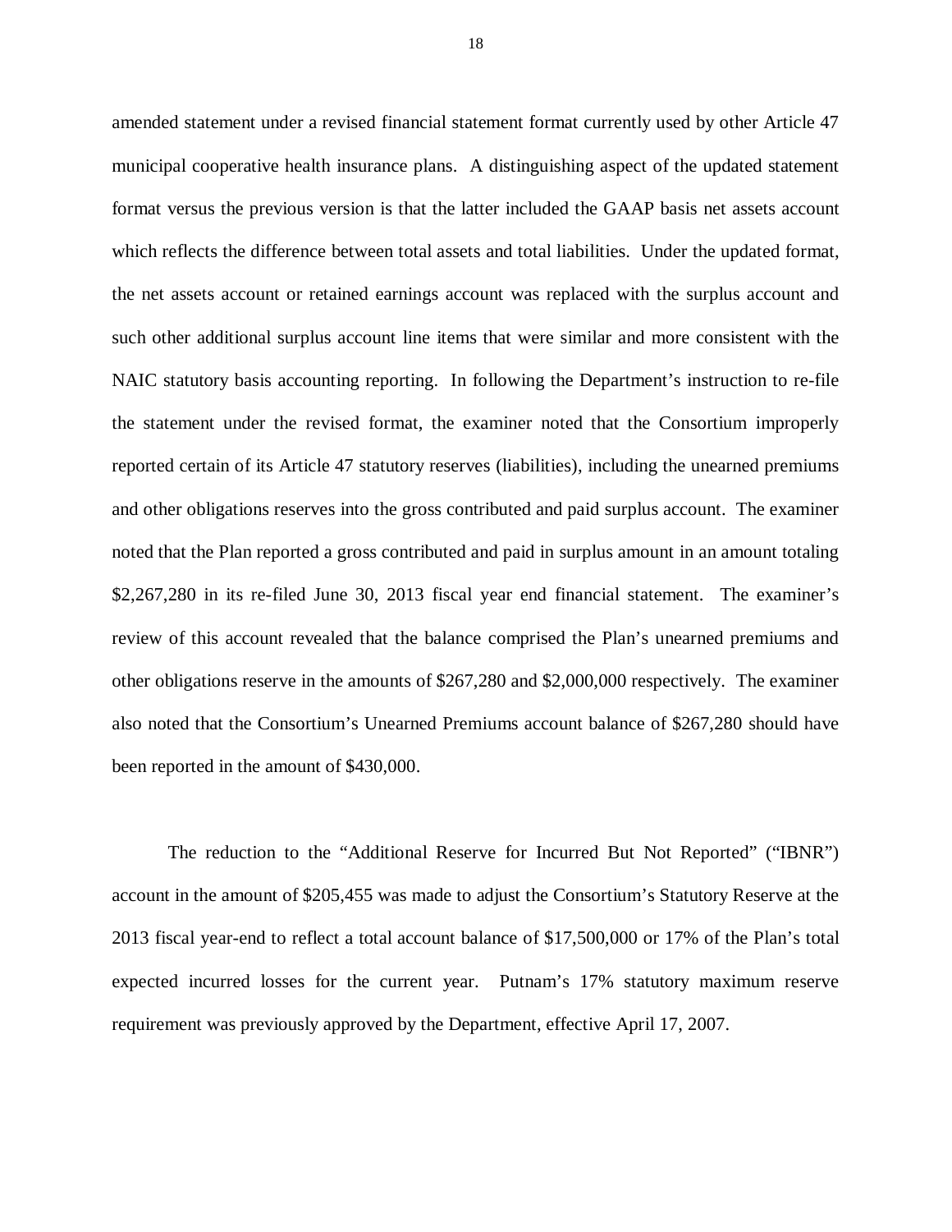amended statement under a revised financial statement format currently used by other Article 47 municipal cooperative health insurance plans. A distinguishing aspect of the updated statement format versus the previous version is that the latter included the GAAP basis net assets account which reflects the difference between total assets and total liabilities. Under the updated format, the net assets account or retained earnings account was replaced with the surplus account and such other additional surplus account line items that were similar and more consistent with the NAIC statutory basis accounting reporting. In following the Department's instruction to re-file the statement under the revised format, the examiner noted that the Consortium improperly reported certain of its Article 47 statutory reserves (liabilities), including the unearned premiums and other obligations reserves into the gross contributed and paid surplus account. The examiner noted that the Plan reported a gross contributed and paid in surplus amount in an amount totaling \$2,267,280 in its re-filed June 30, 2013 fiscal year end financial statement. The examiner's review of this account revealed that the balance comprised the Plan's unearned premiums and other obligations reserve in the amounts of \$267,280 and \$2,000,000 respectively. The examiner also noted that the Consortium's Unearned Premiums account balance of \$267,280 should have been reported in the amount of \$430,000.

The reduction to the "Additional Reserve for Incurred But Not Reported" ("IBNR") account in the amount of \$205,455 was made to adjust the Consortium's Statutory Reserve at the 2013 fiscal year-end to reflect a total account balance of \$17,500,000 or 17% of the Plan's total expected incurred losses for the current year. Putnam's 17% statutory maximum reserve requirement was previously approved by the Department, effective April 17, 2007.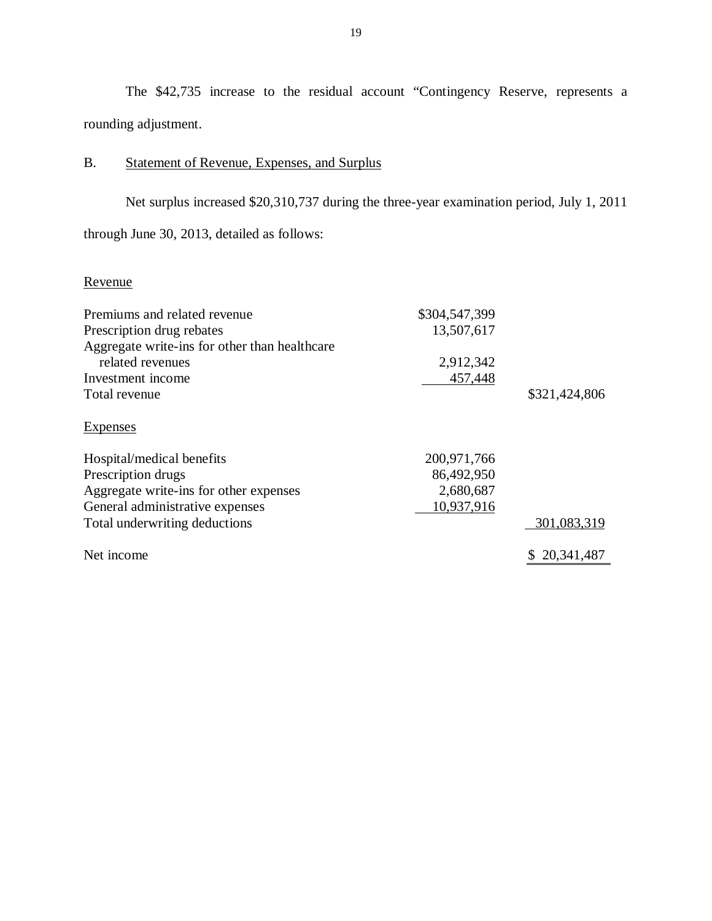The $42,735 increase to the residual account “Contingency Reserve, represents a rounding adjustment.

## B. Statement of Revenue, Expenses, and Surplus

Net surplus increased $20,310,737 during the three-year examination period, July 1, 2011 through June 30, 2013, detailed as follows:

| | | |
|---|---|---|
| Revenue | | |
| Premiums and related revenue | $304,547,399 | |
| Prescription drug rebates | 13,507,617 | |
| Aggregate write-ins for other than healthcare related revenues | 2,912,342 | |
| Investment income | 457,448 | |
| Total revenue | | $321,424,806 |
| Expenses | | |
| Hospital/medical benefits | 200,971,766 | |
| Prescription drugs | 86,492,950 | |
| Aggregate write-ins for other expenses | 2,680,687 | |
| General administrative expenses | 10,937,916 | |
| Total underwriting deductions | | 301,083,319 |
| Net income | | $ 20,341,487 |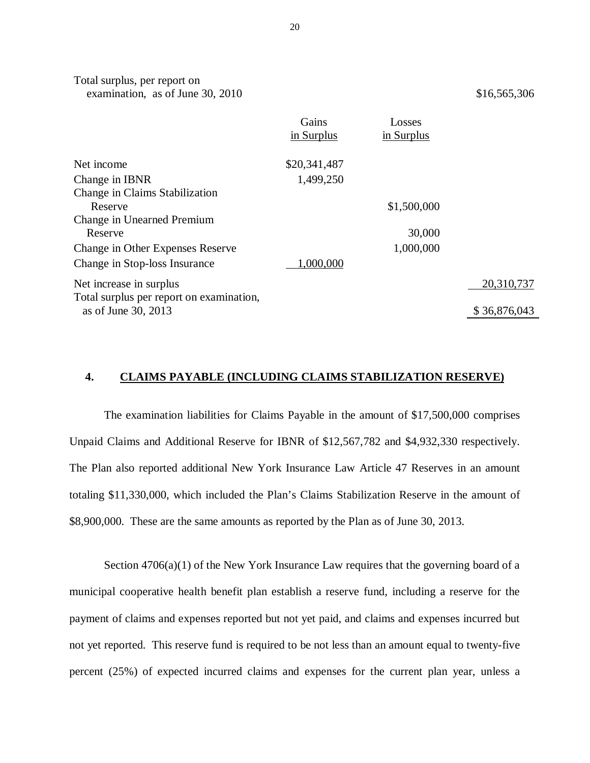| | Gains in Surplus | Losses in Surplus | |
|---|---|---|---|
| Total surplus, per report on examination, as of June 30, 2010 | | | $16,565,306 |
| Net income | $20,341,487 | | |
| Change in IBNR | 1,499,250 | | |
| Change in Claims Stabilization Reserve | | $1,500,000 | |
| Change in Unearned Premium Reserve | | 30,000 | |
| Change in Other Expenses Reserve | | 1,000,000 | |
| Change in Stop-loss Insurance | 1,000,000 | | |
| Net increase in surplus | | | 20,310,737 |
| Total surplus per report on examination, as of June 30, 2013 | | | $ 36,876,043 |

## 4. CLAIMS PAYABLE (INCLUDING CLAIMS STABILIZATION RESERVE)

The examination liabilities for Claims Payable in the amount of $17,500,000 comprises Unpaid Claims and Additional Reserve for IBNR of $12,567,782 and $4,932,330 respectively. The Plan also reported additional New York Insurance Law Article 47 Reserves in an amount totaling $11,330,000, which included the Plan's Claims Stabilization Reserve in the amount of $8,900,000. These are the same amounts as reported by the Plan as of June 30, 2013.

Section 4706(a)(1) of the New York Insurance Law requires that the governing board of a municipal cooperative health benefit plan establish a reserve fund, including a reserve for the payment of claims and expenses reported but not yet paid, and claims and expenses incurred but not yet reported. This reserve fund is required to be not less than an amount equal to twenty-five percent (25%) of expected incurred claims and expenses for the current plan year, unless a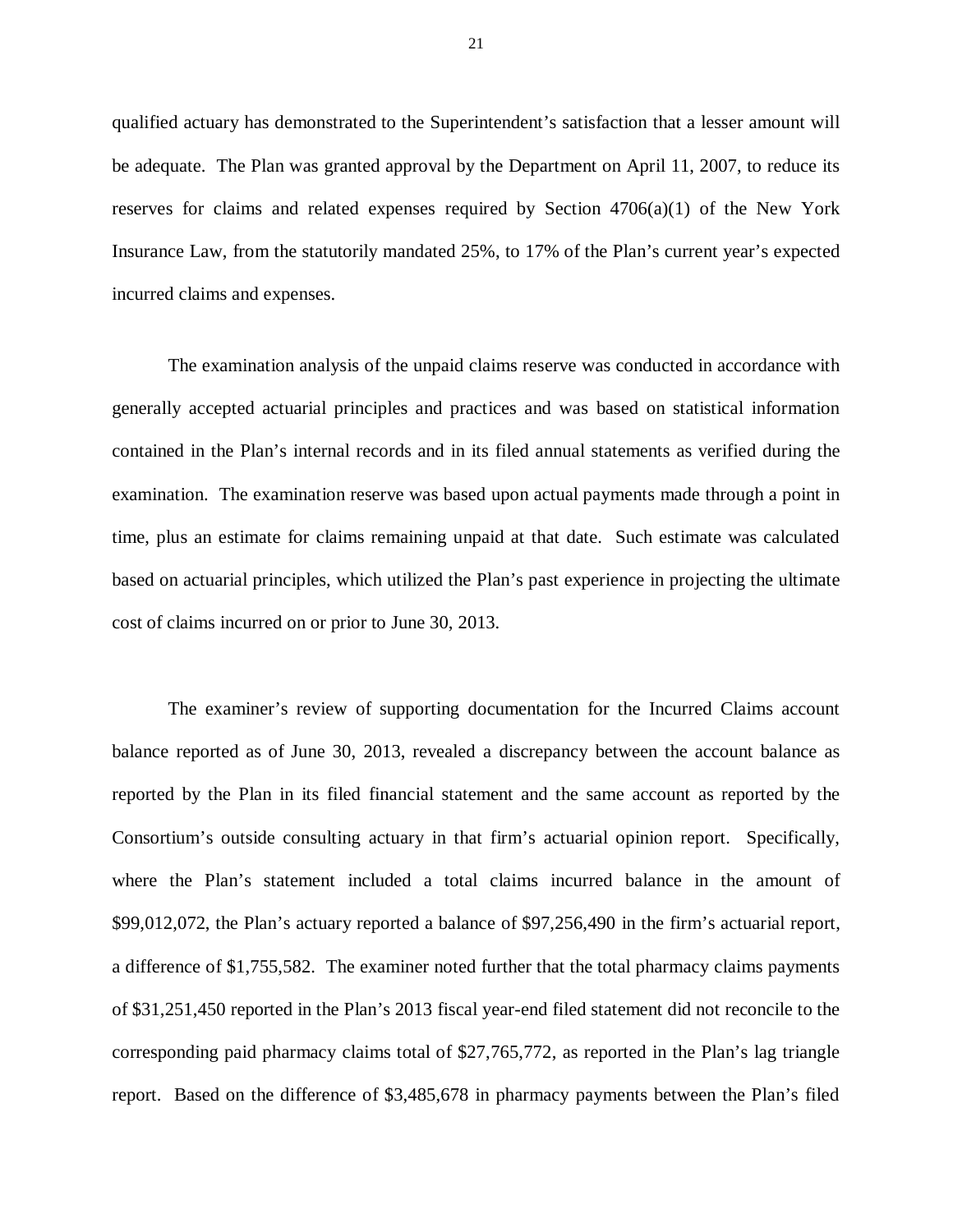qualified actuary has demonstrated to the Superintendent's satisfaction that a lesser amount will be adequate. The Plan was granted approval by the Department on April 11, 2007, to reduce its reserves for claims and related expenses required by Section 4706(a)(1) of the New York Insurance Law, from the statutorily mandated 25%, to 17% of the Plan's current year's expected incurred claims and expenses.

The examination analysis of the unpaid claims reserve was conducted in accordance with generally accepted actuarial principles and practices and was based on statistical information contained in the Plan's internal records and in its filed annual statements as verified during the examination. The examination reserve was based upon actual payments made through a point in time, plus an estimate for claims remaining unpaid at that date. Such estimate was calculated based on actuarial principles, which utilized the Plan's past experience in projecting the ultimate cost of claims incurred on or prior to June 30, 2013.

The examiner's review of supporting documentation for the Incurred Claims account balance reported as of June 30, 2013, revealed a discrepancy between the account balance as reported by the Plan in its filed financial statement and the same account as reported by the Consortium's outside consulting actuary in that firm's actuarial opinion report. Specifically, where the Plan's statement included a total claims incurred balance in the amount of $99,012,072, the Plan's actuary reported a balance of $97,256,490 in the firm's actuarial report, a difference of $1,755,582. The examiner noted further that the total pharmacy claims payments of $31,251,450 reported in the Plan's 2013 fiscal year-end filed statement did not reconcile to the corresponding paid pharmacy claims total of $27,765,772, as reported in the Plan's lag triangle report. Based on the difference of $3,485,678 in pharmacy payments between the Plan's filed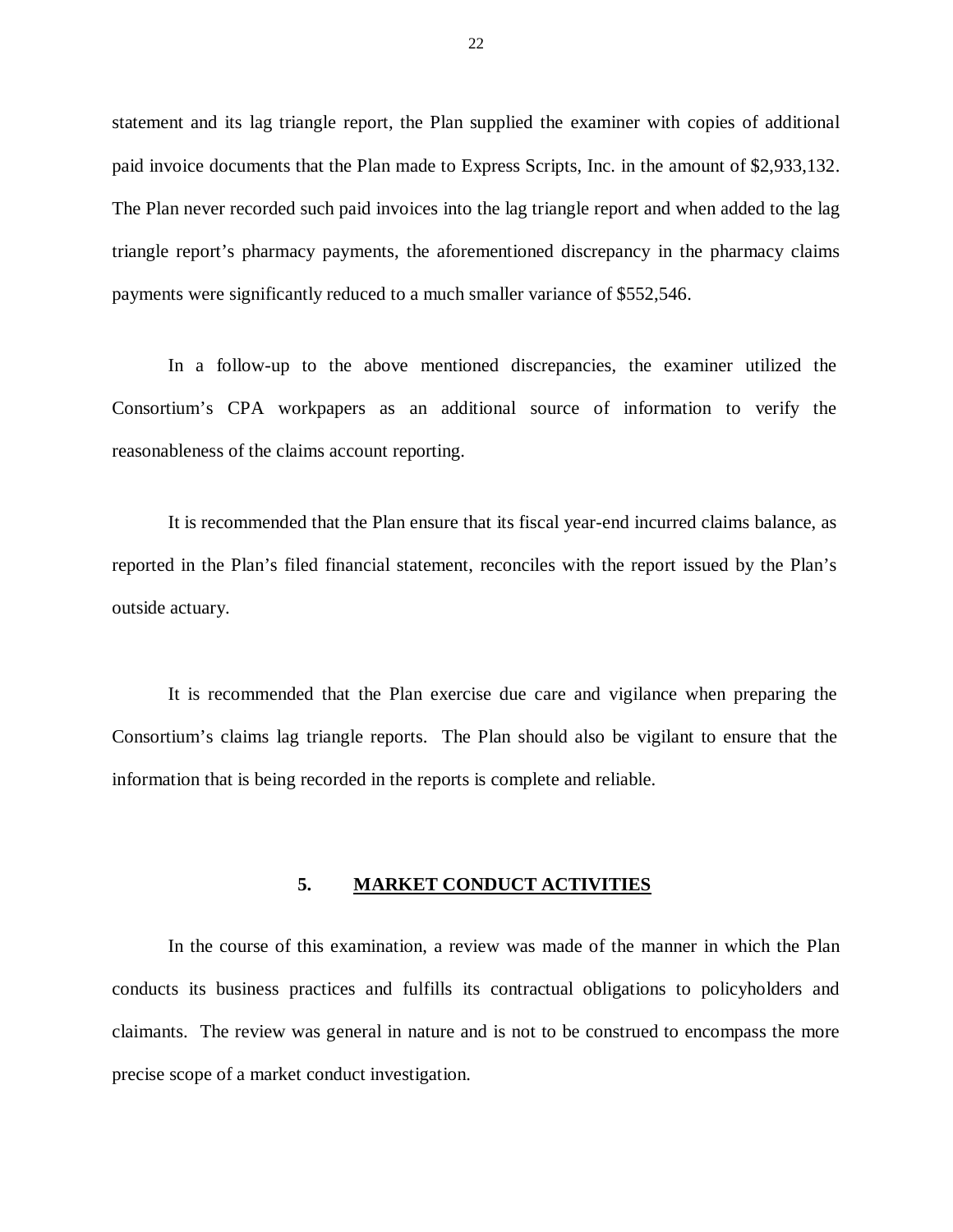statement and its lag triangle report, the Plan supplied the examiner with copies of additional paid invoice documents that the Plan made to Express Scripts, Inc. in the amount of $2,933,132. The Plan never recorded such paid invoices into the lag triangle report and when added to the lag triangle report's pharmacy payments, the aforementioned discrepancy in the pharmacy claims payments were significantly reduced to a much smaller variance of $552,546.

In a follow-up to the above mentioned discrepancies, the examiner utilized the Consortium's CPA workpapers as an additional source of information to verify the reasonableness of the claims account reporting.

It is recommended that the Plan ensure that its fiscal year-end incurred claims balance, as reported in the Plan's filed financial statement, reconciles with the report issued by the Plan's outside actuary.

It is recommended that the Plan exercise due care and vigilance when preparing the Consortium's claims lag triangle reports. The Plan should also be vigilant to ensure that the information that is being recorded in the reports is complete and reliable.

## 5. MARKET CONDUCT ACTIVITIES

In the course of this examination, a review was made of the manner in which the Plan conducts its business practices and fulfills its contractual obligations to policyholders and claimants. The review was general in nature and is not to be construed to encompass the more precise scope of a market conduct investigation.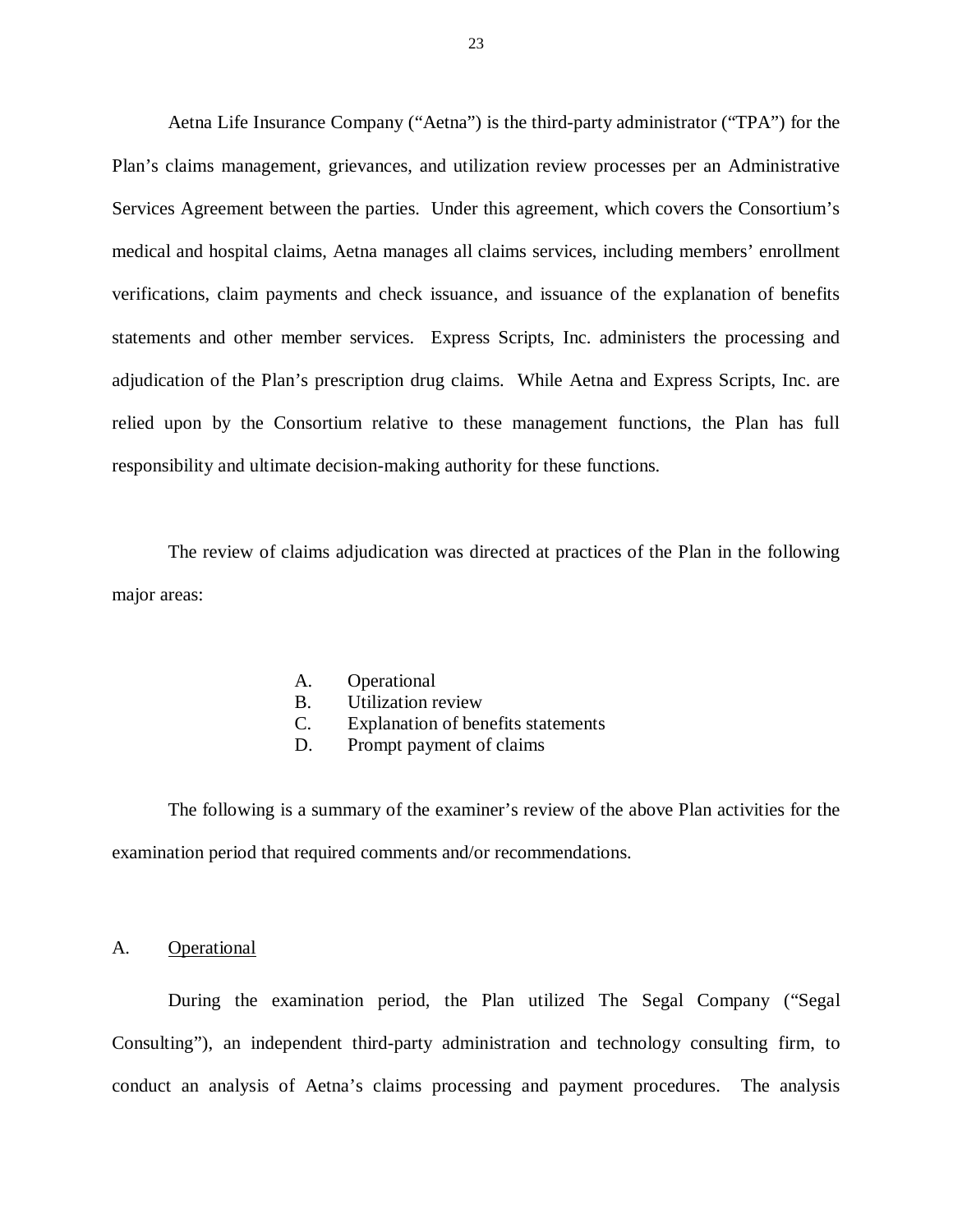Aetna Life Insurance Company ("Aetna") is the third-party administrator ("TPA") for the Plan's claims management, grievances, and utilization review processes per an Administrative Services Agreement between the parties. Under this agreement, which covers the Consortium's medical and hospital claims, Aetna manages all claims services, including members' enrollment verifications, claim payments and check issuance, and issuance of the explanation of benefits statements and other member services. Express Scripts, Inc. administers the processing and adjudication of the Plan's prescription drug claims. While Aetna and Express Scripts, Inc. are relied upon by the Consortium relative to these management functions, the Plan has full responsibility and ultimate decision-making authority for these functions.

The review of claims adjudication was directed at practices of the Plan in the following major areas:

A. Operational
B. Utilization review
C. Explanation of benefits statements
D. Prompt payment of claims

The following is a summary of the examiner's review of the above Plan activities for the examination period that required comments and/or recommendations.

A. <u>Operational</u>

During the examination period, the Plan utilized The Segal Company ("Segal Consulting"), an independent third-party administration and technology consulting firm, to conduct an analysis of Aetna's claims processing and payment procedures. The analysis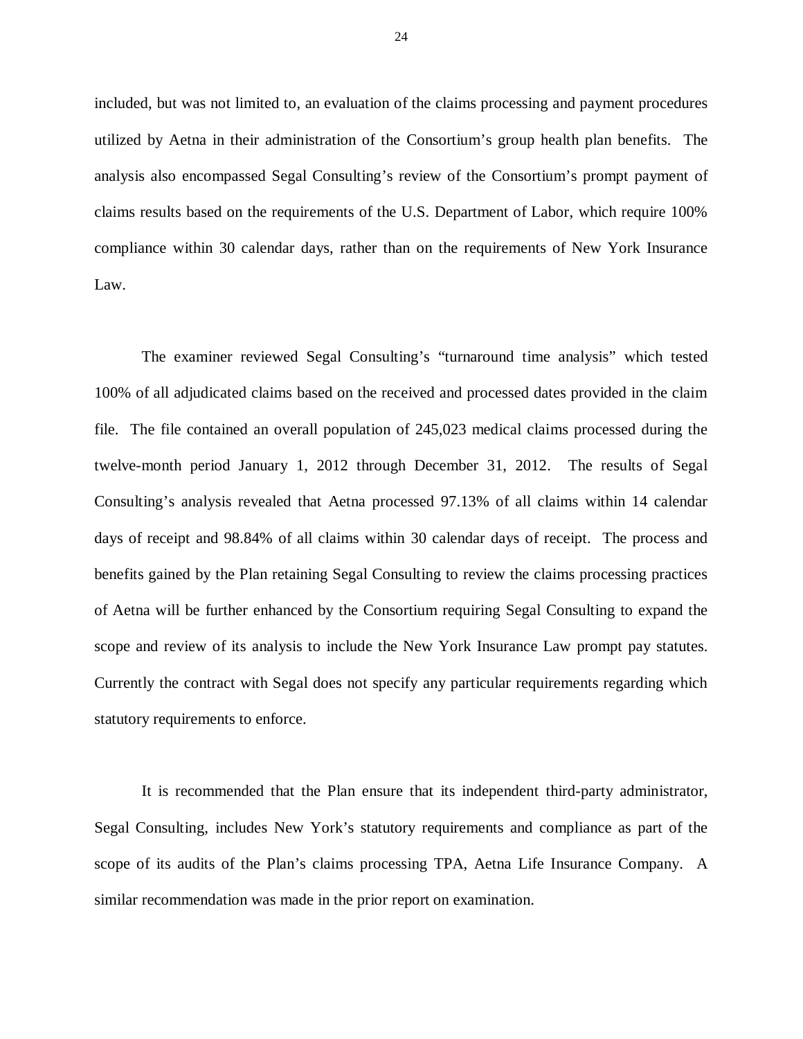included, but was not limited to, an evaluation of the claims processing and payment procedures utilized by Aetna in their administration of the Consortium's group health plan benefits. The analysis also encompassed Segal Consulting's review of the Consortium's prompt payment of claims results based on the requirements of the U.S. Department of Labor, which require 100% compliance within 30 calendar days, rather than on the requirements of New York Insurance Law.

The examiner reviewed Segal Consulting's "turnaround time analysis" which tested 100% of all adjudicated claims based on the received and processed dates provided in the claim file. The file contained an overall population of 245,023 medical claims processed during the twelve-month period January 1, 2012 through December 31, 2012. The results of Segal Consulting's analysis revealed that Aetna processed 97.13% of all claims within 14 calendar days of receipt and 98.84% of all claims within 30 calendar days of receipt. The process and benefits gained by the Plan retaining Segal Consulting to review the claims processing practices of Aetna will be further enhanced by the Consortium requiring Segal Consulting to expand the scope and review of its analysis to include the New York Insurance Law prompt pay statutes. Currently the contract with Segal does not specify any particular requirements regarding which statutory requirements to enforce.

It is recommended that the Plan ensure that its independent third-party administrator, Segal Consulting, includes New York's statutory requirements and compliance as part of the scope of its audits of the Plan's claims processing TPA, Aetna Life Insurance Company. A similar recommendation was made in the prior report on examination.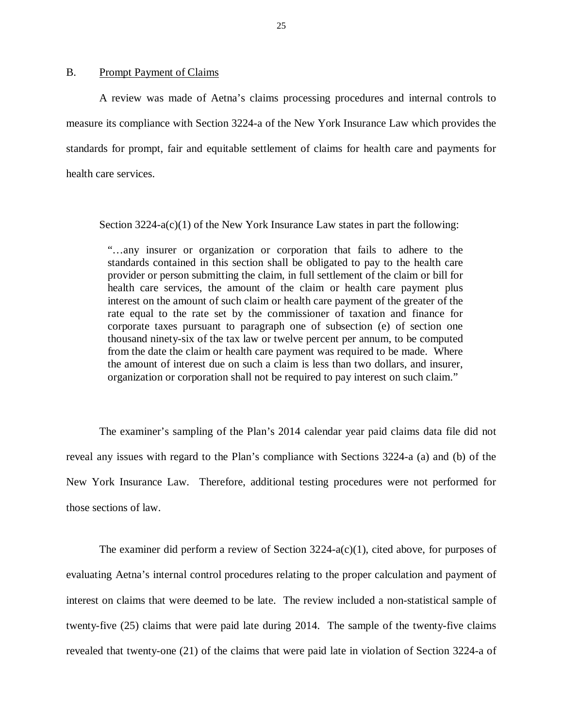## B. Prompt Payment of Claims

A review was made of Aetna's claims processing procedures and internal controls to measure its compliance with Section 3224-a of the New York Insurance Law which provides the standards for prompt, fair and equitable settlement of claims for health care and payments for health care services.

Section 3224-a(c)(1) of the New York Insurance Law states in part the following:

> "…any insurer or organization or corporation that fails to adhere to the standards contained in this section shall be obligated to pay to the health care provider or person submitting the claim, in full settlement of the claim or bill for health care services, the amount of the claim or health care payment plus interest on the amount of such claim or health care payment of the greater of the rate equal to the rate set by the commissioner of taxation and finance for corporate taxes pursuant to paragraph one of subsection (e) of section one thousand ninety-six of the tax law or twelve percent per annum, to be computed from the date the claim or health care payment was required to be made. Where the amount of interest due on such a claim is less than two dollars, and insurer, organization or corporation shall not be required to pay interest on such claim."

The examiner's sampling of the Plan's 2014 calendar year paid claims data file did not reveal any issues with regard to the Plan's compliance with Sections 3224-a (a) and (b) of the New York Insurance Law. Therefore, additional testing procedures were not performed for those sections of law.

The examiner did perform a review of Section 3224-a(c)(1), cited above, for purposes of evaluating Aetna's internal control procedures relating to the proper calculation and payment of interest on claims that were deemed to be late. The review included a non-statistical sample of twenty-five (25) claims that were paid late during 2014. The sample of the twenty-five claims revealed that twenty-one (21) of the claims that were paid late in violation of Section 3224-a of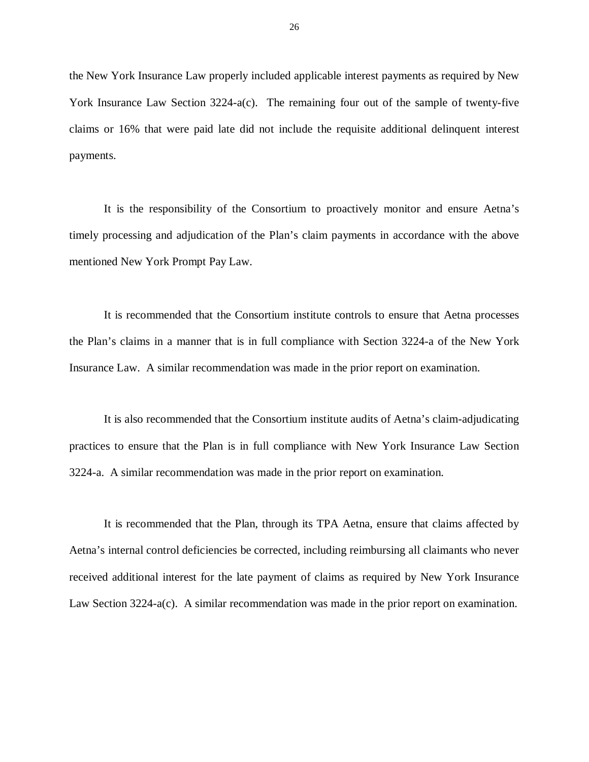the New York Insurance Law properly included applicable interest payments as required by New York Insurance Law Section 3224-a(c). The remaining four out of the sample of twenty-five claims or 16% that were paid late did not include the requisite additional delinquent interest payments.

It is the responsibility of the Consortium to proactively monitor and ensure Aetna's timely processing and adjudication of the Plan's claim payments in accordance with the above mentioned New York Prompt Pay Law.

It is recommended that the Consortium institute controls to ensure that Aetna processes the Plan's claims in a manner that is in full compliance with Section 3224-a of the New York Insurance Law. A similar recommendation was made in the prior report on examination.

It is also recommended that the Consortium institute audits of Aetna's claim-adjudicating practices to ensure that the Plan is in full compliance with New York Insurance Law Section 3224-a. A similar recommendation was made in the prior report on examination.

It is recommended that the Plan, through its TPA Aetna, ensure that claims affected by Aetna's internal control deficiencies be corrected, including reimbursing all claimants who never received additional interest for the late payment of claims as required by New York Insurance Law Section 3224-a(c). A similar recommendation was made in the prior report on examination.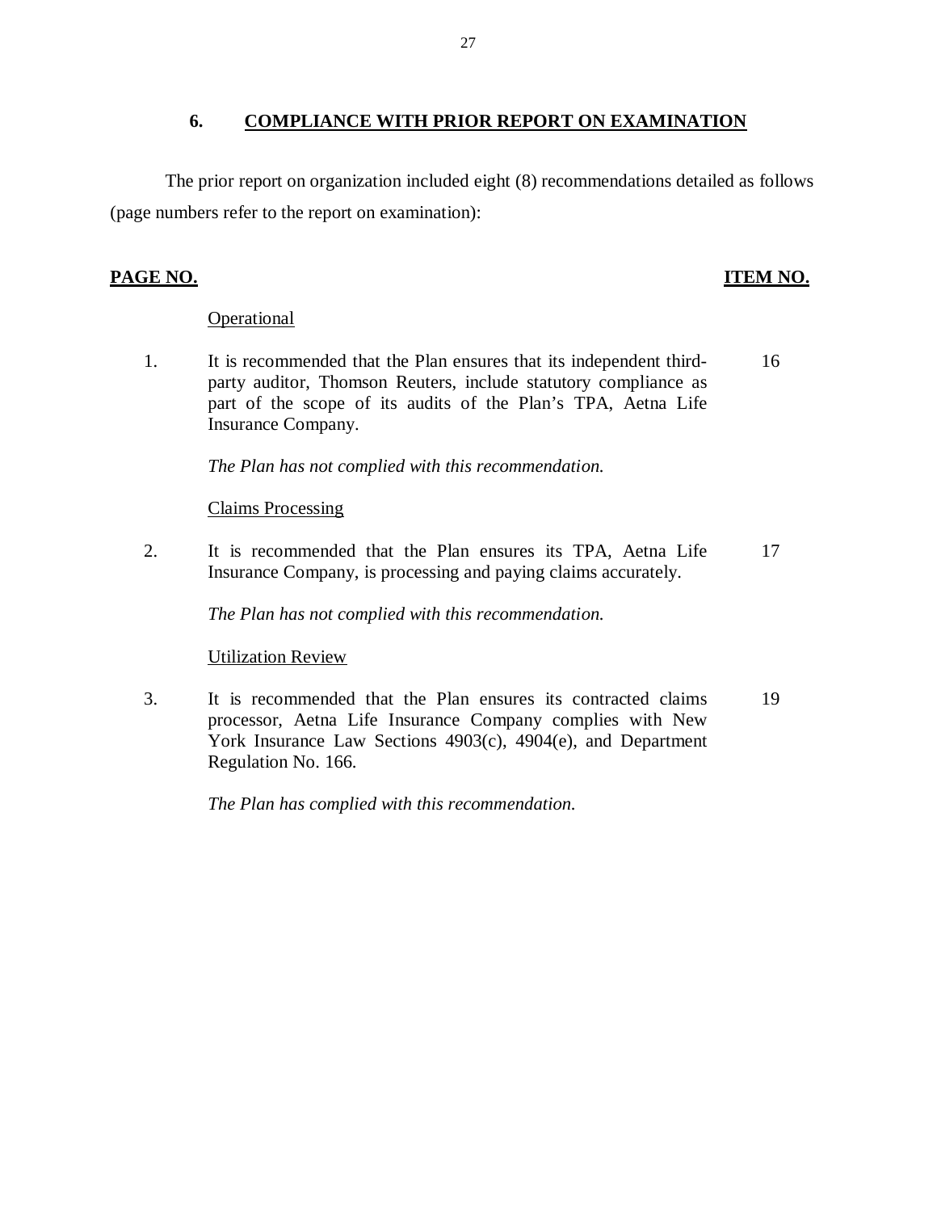## 6. COMPLIANCE WITH PRIOR REPORT ON EXAMINATION

The prior report on organization included eight (8) recommendations detailed as follows (page numbers refer to the report on examination):

| PAGE NO. | | ITEM NO. |
|---|---|---|
| | Operational | |
| 1. | It is recommended that the Plan ensures that its independent third-party auditor, Thomson Reuters, include statutory compliance as part of the scope of its audits of the Plan's TPA, Aetna Life Insurance Company. | 16 |
| | *The Plan has not complied with this recommendation.* | |
| | Claims Processing | |
| 2. | It is recommended that the Plan ensures its TPA, Aetna Life Insurance Company, is processing and paying claims accurately. | 17 |
| | *The Plan has not complied with this recommendation.* | |
| | Utilization Review | |
| 3. | It is recommended that the Plan ensures its contracted claims processor, Aetna Life Insurance Company complies with New York Insurance Law Sections 4903(c), 4904(e), and Department Regulation No. 166. | 19 |
| | *The Plan has complied with this recommendation.* | |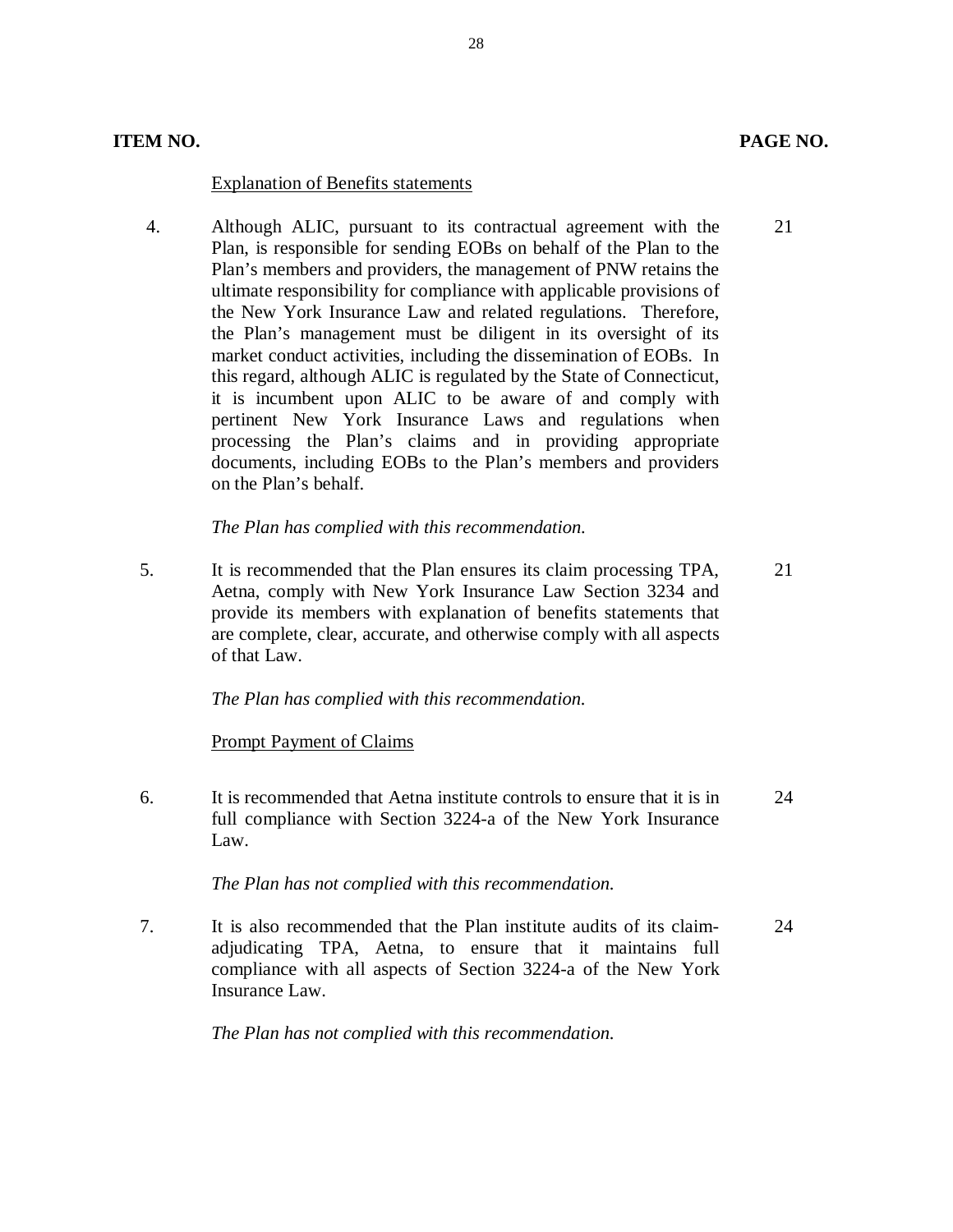| ITEM NO. | | PAGE NO. |
|---|---|---|
| | Explanation of Benefits statements | |
| 4. | Although ALIC, pursuant to its contractual agreement with the Plan, is responsible for sending EOBs on behalf of the Plan to the Plan's members and providers, the management of PNW retains the ultimate responsibility for compliance with applicable provisions of the New York Insurance Law and related regulations. Therefore, the Plan's management must be diligent in its oversight of its market conduct activities, including the dissemination of EOBs. In this regard, although ALIC is regulated by the State of Connecticut, it is incumbent upon ALIC to be aware of and comply with pertinent New York Insurance Laws and regulations when processing the Plan's claims and in providing appropriate documents, including EOBs to the Plan's members and providers on the Plan's behalf.<br><br>*The Plan has complied with this recommendation.* | 21 |
| 5. | It is recommended that the Plan ensures its claim processing TPA, Aetna, comply with New York Insurance Law Section 3234 and provide its members with explanation of benefits statements that are complete, clear, accurate, and otherwise comply with all aspects of that Law.<br><br>*The Plan has complied with this recommendation.* | 21 |
| | Prompt Payment of Claims | |
| 6. | It is recommended that Aetna institute controls to ensure that it is in full compliance with Section 3224-a of the New York Insurance Law.<br><br>*The Plan has not complied with this recommendation.* | 24 |
| 7. | It is also recommended that the Plan institute audits of its claim-adjudicating TPA, Aetna, to ensure that it maintains full compliance with all aspects of Section 3224-a of the New York Insurance Law.<br><br>*The Plan has not complied with this recommendation.* | 24 |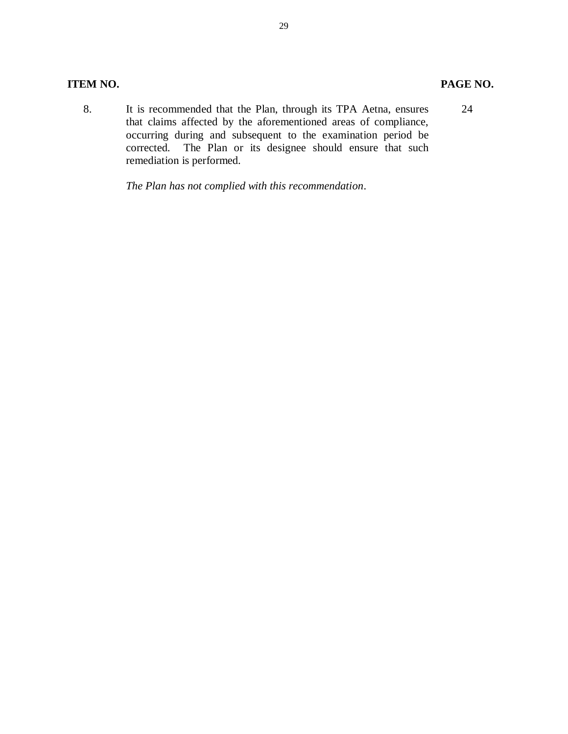| ITEM NO. | | PAGE NO. |
|---|---|---|
| 8. | It is recommended that the Plan, through its TPA Aetna, ensures that claims affected by the aforementioned areas of compliance, occurring during and subsequent to the examination period be corrected. The Plan or its designee should ensure that such remediation is performed.<br><br>*The Plan has not complied with this recommendation*. | 24 |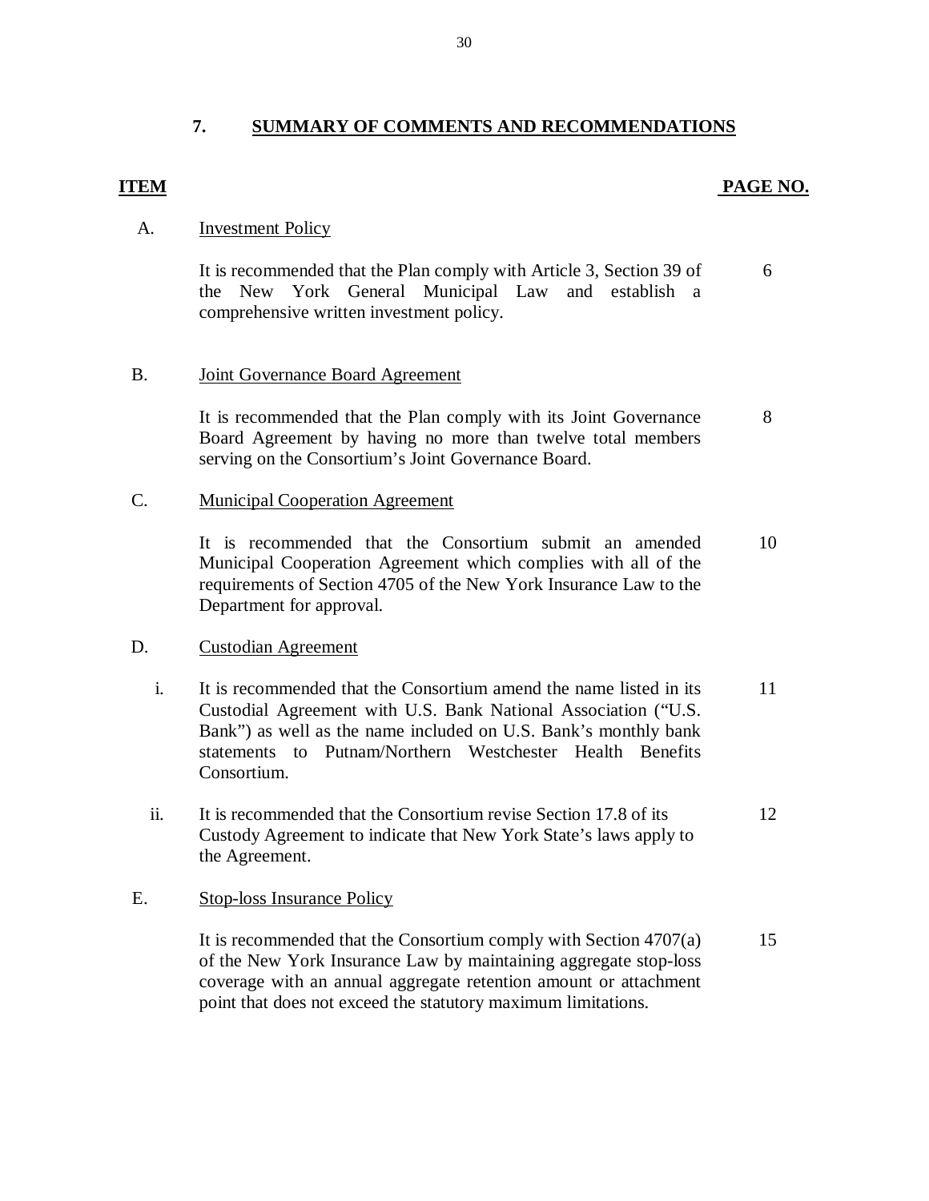## 7. SUMMARY OF COMMENTS AND RECOMMENDATIONS

| ITEM | | PAGE NO. |
|---|---|---|
| A. | Investment Policy | |
| | It is recommended that the Plan comply with Article 3, Section 39 of the New York General Municipal Law and establish a comprehensive written investment policy. | 6 |
| B. | Joint Governance Board Agreement | |
| | It is recommended that the Plan comply with its Joint Governance Board Agreement by having no more than twelve total members serving on the Consortium's Joint Governance Board. | 8 |
| C. | Municipal Cooperation Agreement | |
| | It is recommended that the Consortium submit an amended Municipal Cooperation Agreement which complies with all of the requirements of Section 4705 of the New York Insurance Law to the Department for approval. | 10 |
| D. | Custodian Agreement | |
| i. | It is recommended that the Consortium amend the name listed in its Custodial Agreement with U.S. Bank National Association ("U.S. Bank") as well as the name included on U.S. Bank's monthly bank statements to Putnam/Northern Westchester Health Benefits Consortium. | 11 |
| ii. | It is recommended that the Consortium revise Section 17.8 of its Custody Agreement to indicate that New York State's laws apply to the Agreement. | 12 |
| E. | Stop-loss Insurance Policy | |
| | It is recommended that the Consortium comply with Section 4707(a) of the New York Insurance Law by maintaining aggregate stop-loss coverage with an annual aggregate retention amount or attachment point that does not exceed the statutory maximum limitations. | 15 |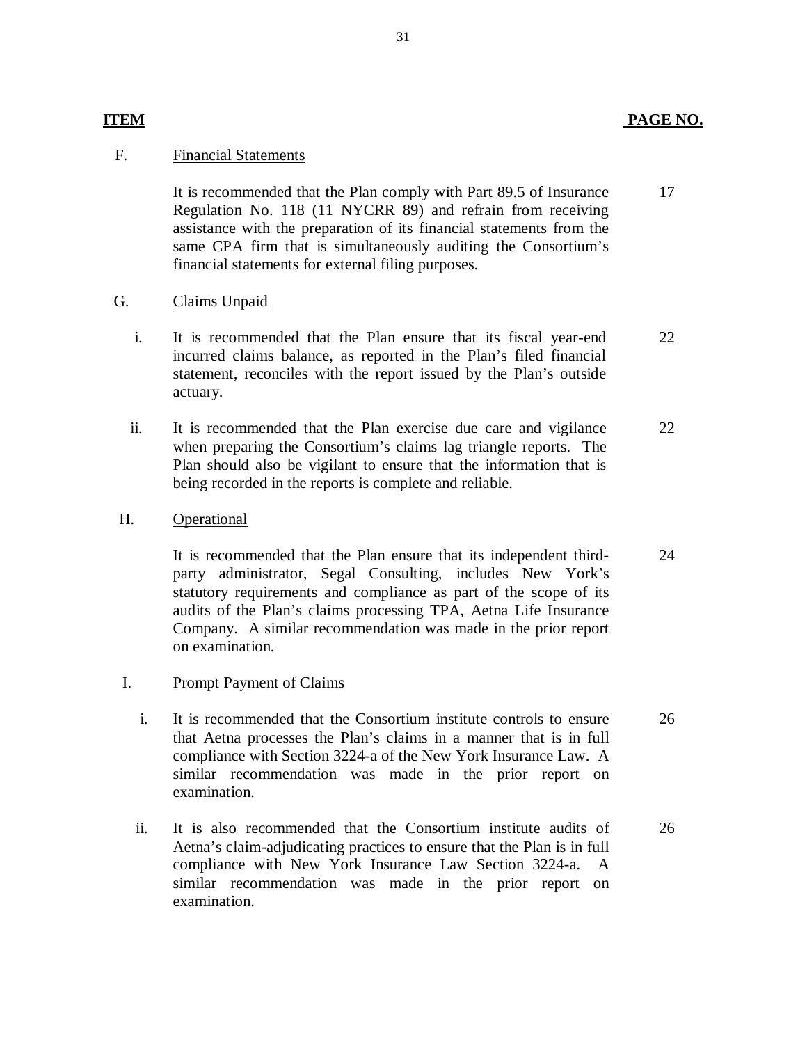| ITEM | | PAGE NO. |
|---|---|---|
| F. | Financial Statements | |
| | It is recommended that the Plan comply with Part 89.5 of Insurance Regulation No. 118 (11 NYCRR 89) and refrain from receiving assistance with the preparation of its financial statements from the same CPA firm that is simultaneously auditing the Consortium's financial statements for external filing purposes. | 17 |
| G. | Claims Unpaid | |
| i. | It is recommended that the Plan ensure that its fiscal year-end incurred claims balance, as reported in the Plan's filed financial statement, reconciles with the report issued by the Plan's outside actuary. | 22 |
| ii. | It is recommended that the Plan exercise due care and vigilance when preparing the Consortium's claims lag triangle reports. The Plan should also be vigilant to ensure that the information that is being recorded in the reports is complete and reliable. | 22 |
| H. | Operational | |
| | It is recommended that the Plan ensure that its independent third-party administrator, Segal Consulting, includes New York's statutory requirements and compliance as part of the scope of its audits of the Plan's claims processing TPA, Aetna Life Insurance Company. A similar recommendation was made in the prior report on examination. | 24 |
| I. | Prompt Payment of Claims | |
| i. | It is recommended that the Consortium institute controls to ensure that Aetna processes the Plan's claims in a manner that is in full compliance with Section 3224-a of the New York Insurance Law. A similar recommendation was made in the prior report on examination. | 26 |
| ii. | It is also recommended that the Consortium institute audits of Aetna's claim-adjudicating practices to ensure that the Plan is in full compliance with New York Insurance Law Section 3224-a. A similar recommendation was made in the prior report on examination. | 26 |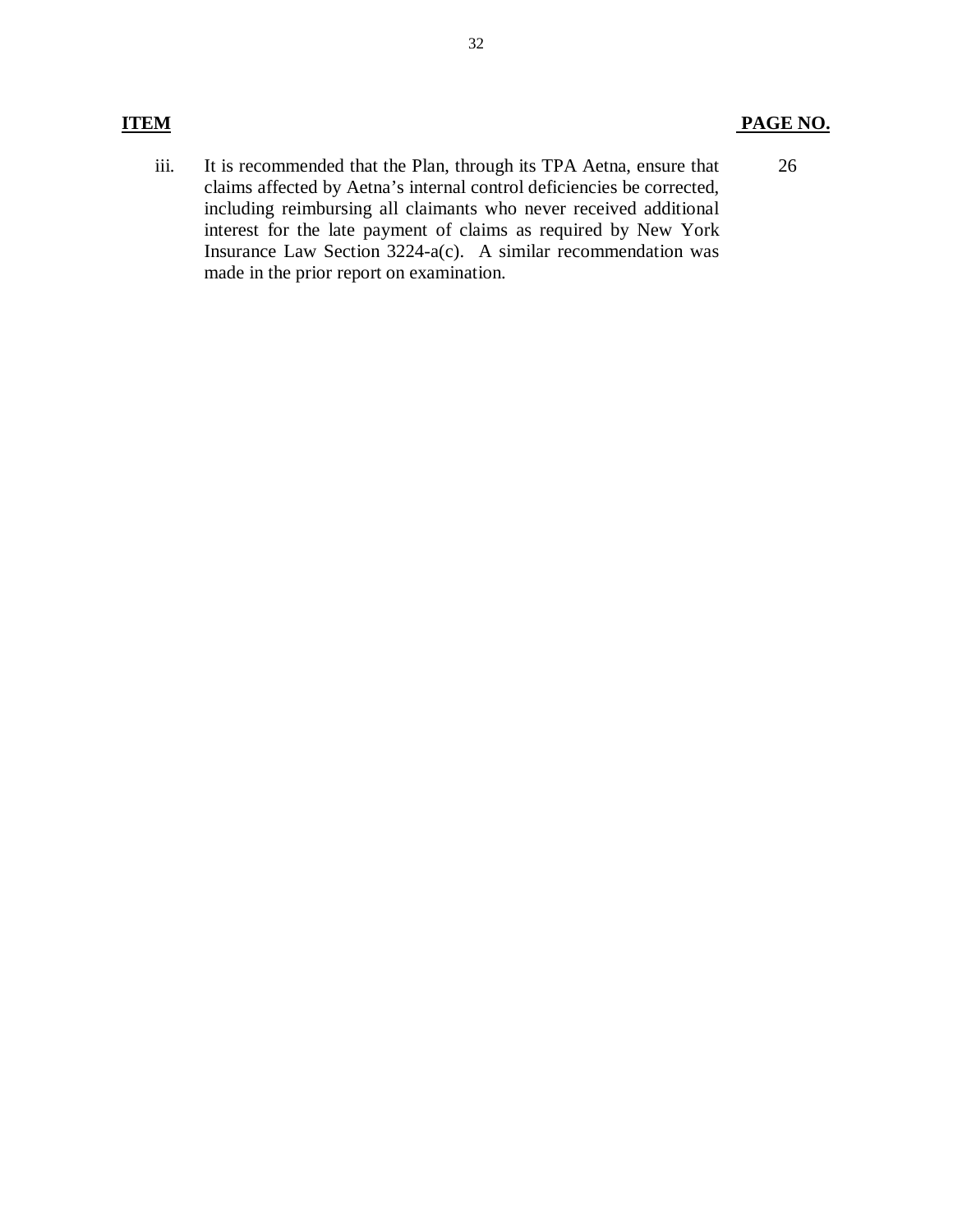| **ITEM** | | **PAGE NO.** |
|---|---|---|
| iii. | It is recommended that the Plan, through its TPA Aetna, ensure that claims affected by Aetna's internal control deficiencies be corrected, including reimbursing all claimants who never received additional interest for the late payment of claims as required by New York Insurance Law Section 3224-a(c). A similar recommendation was made in the prior report on examination. | 26 |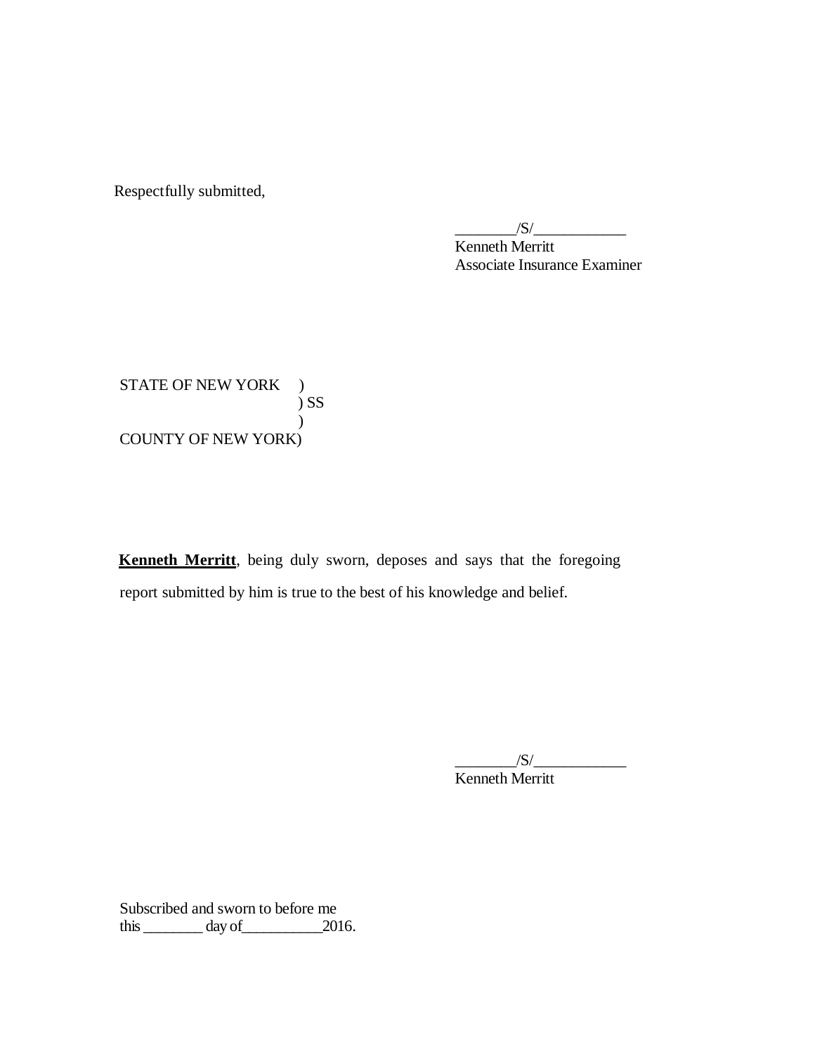Respectfully submitted,

________/S/____________
Kenneth Merritt
Associate Insurance Examiner

STATE OF NEW YORK )
) SS
)
COUNTY OF NEW YORK)

**Kenneth Merritt**, being duly sworn, deposes and says that the foregoing report submitted by him is true to the best of his knowledge and belief.

________/S/____________
Kenneth Merritt

Subscribed and sworn to before me
this ________ day of__________2016.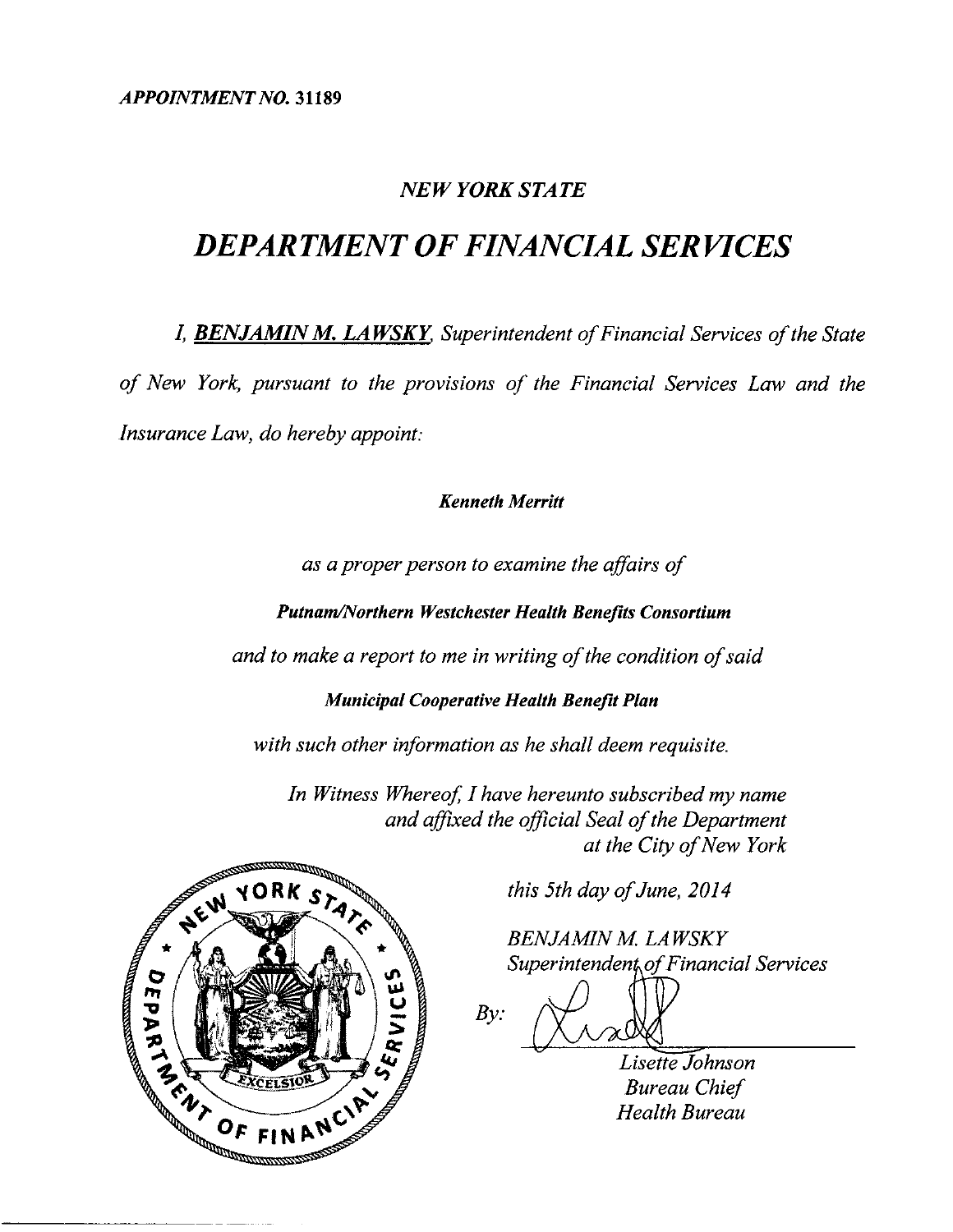*APPOINTMENT NO.* 31189

## *NEW YORK STATE*

# *DEPARTMENT OF FINANCIAL SERVICES*

*I, **BENJAMIN M. LAWSKY**, Superintendent of Financial Services of the State of New York, pursuant to the provisions of the Financial Services Law and the Insurance Law, do hereby appoint:*

***Kenneth Merritt***

*as a proper person to examine the affairs of*

***Putnam/Northern Westchester Health Benefits Consortium***

*and to make a report to me in writing of the condition of said*

***Municipal Cooperative Health Benefit Plan***

*with such other information as he shall deem requisite.*

*In Witness Whereof, I have hereunto subscribed my name and affixed the official Seal of the Department at the City of New York*

*this 5th day of June, 2014*

*BENJAMIN M. LAWSKY*
*Superintendent of Financial Services*

*By:*

*Lisette Johnson*
*Bureau Chief*
*Health Bureau*